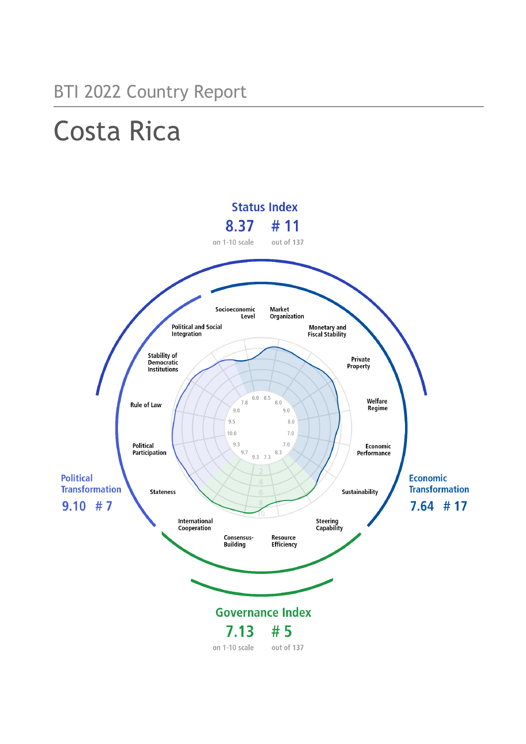BTI 2022 Country Report

# Costa Rica

**Status Index**

8.37 # 11

on 1-10 scale out of 137

Political and Social Integration
Socioeconomic Level
Market Organization
Monetary and Fiscal Stability
Stability of Democratic Institutions
Private Property
Rule of Law
Welfare Regime
Political Participation
Economic Performance
Stateness
Sustainability
International Cooperation
Steering Capability
Consensus-Building
Resource Efficiency

**Political Transformation**

9.10 # 7

**Economic Transformation**

7.64 # 17

**Governance Index**

7.13 # 5

on 1-10 scale out of 137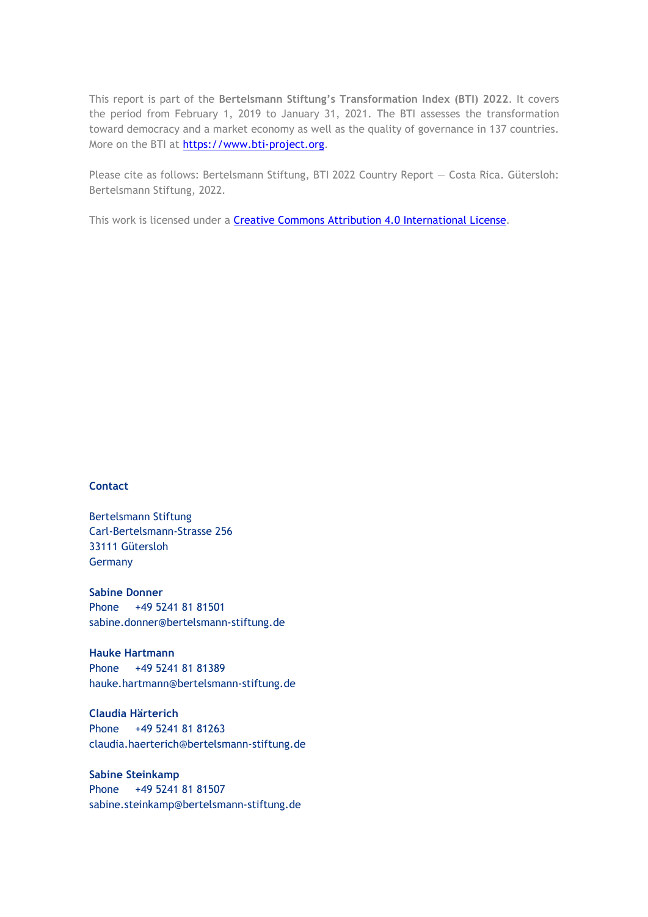This report is part of the **Bertelsmann Stiftung's Transformation Index (BTI) 2022**. It covers the period from February 1, 2019 to January 31, 2021. The BTI assesses the transformation toward democracy and a market economy as well as the quality of governance in 137 countries. More on the BTI at [https://www.bti-project.org](https://www.bti-project.org).

Please cite as follows: Bertelsmann Stiftung, BTI 2022 Country Report — Costa Rica. Gütersloh: Bertelsmann Stiftung, 2022.

This work is licensed under a [Creative Commons Attribution 4.0 International License](https://creativecommons.org/licenses/by/4.0/).

**Contact**

Bertelsmann Stiftung
Carl-Bertelsmann-Strasse 256
33111 Gütersloh
Germany

**Sabine Donner**
Phone +49 5241 81 81501
sabine.donner@bertelsmann-stiftung.de

**Hauke Hartmann**
Phone +49 5241 81 81389
hauke.hartmann@bertelsmann-stiftung.de

**Claudia Härterich**
Phone +49 5241 81 81263
claudia.haerterich@bertelsmann-stiftung.de

**Sabine Steinkamp**
Phone +49 5241 81 81507
sabine.steinkamp@bertelsmann-stiftung.de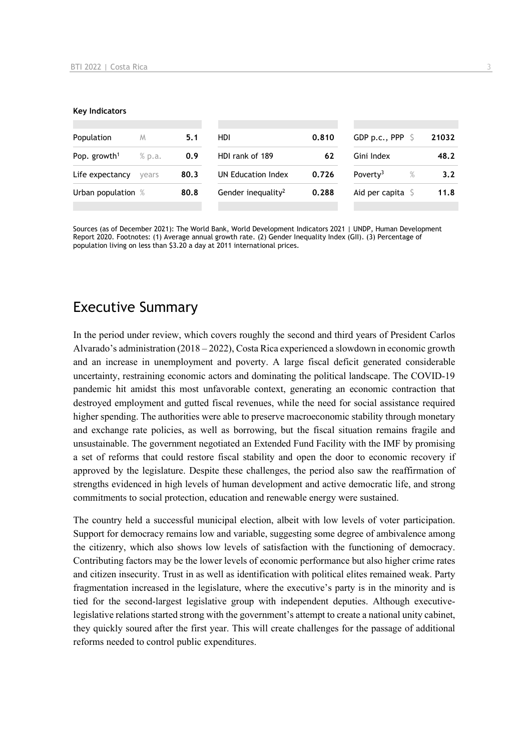**Key Indicators**

| | | | | | | | |
|---|---|---|---|---|---|---|---|
| Population | M | 5.1 | HDI | 0.810 | GDP p.c., PPP | $ | 21032 |
| Pop. growth[1] | % p.a. | 0.9 | HDI rank of 189 | 62 | Gini Index | | 48.2 |
| Life expectancy | years | 80.3 | UN Education Index | 0.726 | Poverty[3] | % | 3.2 |
| Urban population | % | 80.8 | Gender inequality[2] | 0.288 | Aid per capita | $ | 11.8 |

Sources (as of December 2021): The World Bank, World Development Indicators 2021 | UNDP, Human Development Report 2020. Footnotes: (1) Average annual growth rate. (2) Gender Inequality Index (GII). (3) Percentage of population living on less than $3.20 a day at 2011 international prices.

# Executive Summary

In the period under review, which covers roughly the second and third years of President Carlos Alvarado's administration (2018 – 2022), Costa Rica experienced a slowdown in economic growth and an increase in unemployment and poverty. A large fiscal deficit generated considerable uncertainty, restraining economic actors and dominating the political landscape. The COVID-19 pandemic hit amidst this most unfavorable context, generating an economic contraction that destroyed employment and gutted fiscal revenues, while the need for social assistance required higher spending. The authorities were able to preserve macroeconomic stability through monetary and exchange rate policies, as well as borrowing, but the fiscal situation remains fragile and unsustainable. The government negotiated an Extended Fund Facility with the IMF by promising a set of reforms that could restore fiscal stability and open the door to economic recovery if approved by the legislature. Despite these challenges, the period also saw the reaffirmation of strengths evidenced in high levels of human development and active democratic life, and strong commitments to social protection, education and renewable energy were sustained.

The country held a successful municipal election, albeit with low levels of voter participation. Support for democracy remains low and variable, suggesting some degree of ambivalence among the citizenry, which also shows low levels of satisfaction with the functioning of democracy. Contributing factors may be the lower levels of economic performance but also higher crime rates and citizen insecurity. Trust in as well as identification with political elites remained weak. Party fragmentation increased in the legislature, where the executive's party is in the minority and is tied for the second-largest legislative group with independent deputies. Although executive-legislative relations started strong with the government's attempt to create a national unity cabinet, they quickly soured after the first year. This will create challenges for the passage of additional reforms needed to control public expenditures.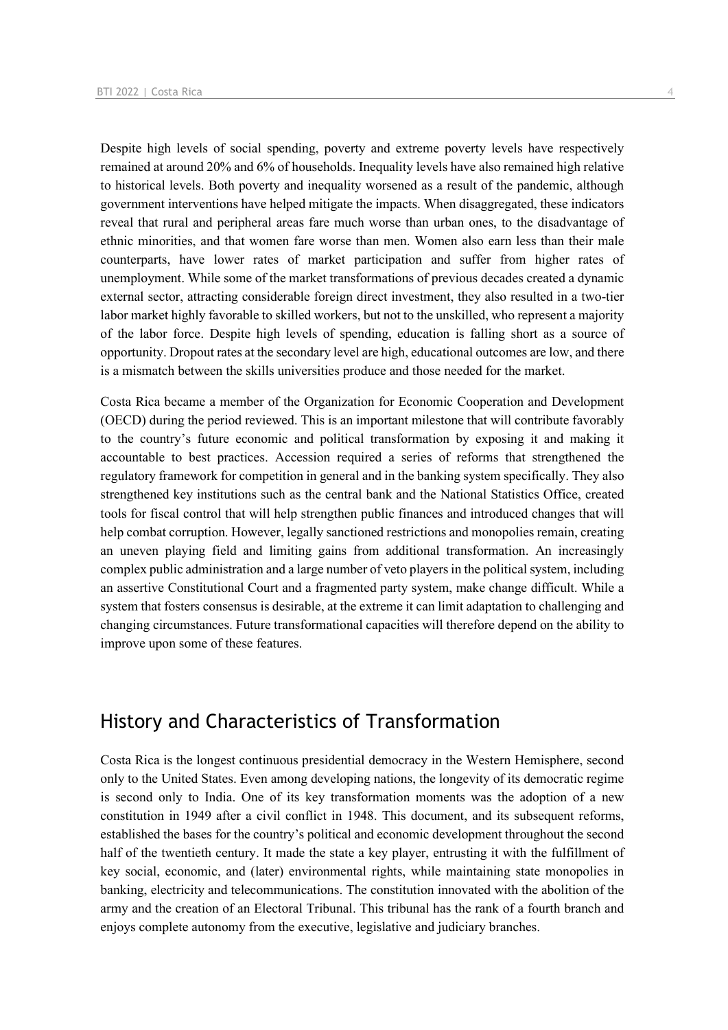Despite high levels of social spending, poverty and extreme poverty levels have respectively remained at around 20% and 6% of households. Inequality levels have also remained high relative to historical levels. Both poverty and inequality worsened as a result of the pandemic, although government interventions have helped mitigate the impacts. When disaggregated, these indicators reveal that rural and peripheral areas fare much worse than urban ones, to the disadvantage of ethnic minorities, and that women fare worse than men. Women also earn less than their male counterparts, have lower rates of market participation and suffer from higher rates of unemployment. While some of the market transformations of previous decades created a dynamic external sector, attracting considerable foreign direct investment, they also resulted in a two-tier labor market highly favorable to skilled workers, but not to the unskilled, who represent a majority of the labor force. Despite high levels of spending, education is falling short as a source of opportunity. Dropout rates at the secondary level are high, educational outcomes are low, and there is a mismatch between the skills universities produce and those needed for the market.

Costa Rica became a member of the Organization for Economic Cooperation and Development (OECD) during the period reviewed. This is an important milestone that will contribute favorably to the country's future economic and political transformation by exposing it and making it accountable to best practices. Accession required a series of reforms that strengthened the regulatory framework for competition in general and in the banking system specifically. They also strengthened key institutions such as the central bank and the National Statistics Office, created tools for fiscal control that will help strengthen public finances and introduced changes that will help combat corruption. However, legally sanctioned restrictions and monopolies remain, creating an uneven playing field and limiting gains from additional transformation. An increasingly complex public administration and a large number of veto players in the political system, including an assertive Constitutional Court and a fragmented party system, make change difficult. While a system that fosters consensus is desirable, at the extreme it can limit adaptation to challenging and changing circumstances. Future transformational capacities will therefore depend on the ability to improve upon some of these features.

## History and Characteristics of Transformation

Costa Rica is the longest continuous presidential democracy in the Western Hemisphere, second only to the United States. Even among developing nations, the longevity of its democratic regime is second only to India. One of its key transformation moments was the adoption of a new constitution in 1949 after a civil conflict in 1948. This document, and its subsequent reforms, established the bases for the country's political and economic development throughout the second half of the twentieth century. It made the state a key player, entrusting it with the fulfillment of key social, economic, and (later) environmental rights, while maintaining state monopolies in banking, electricity and telecommunications. The constitution innovated with the abolition of the army and the creation of an Electoral Tribunal. This tribunal has the rank of a fourth branch and enjoys complete autonomy from the executive, legislative and judiciary branches.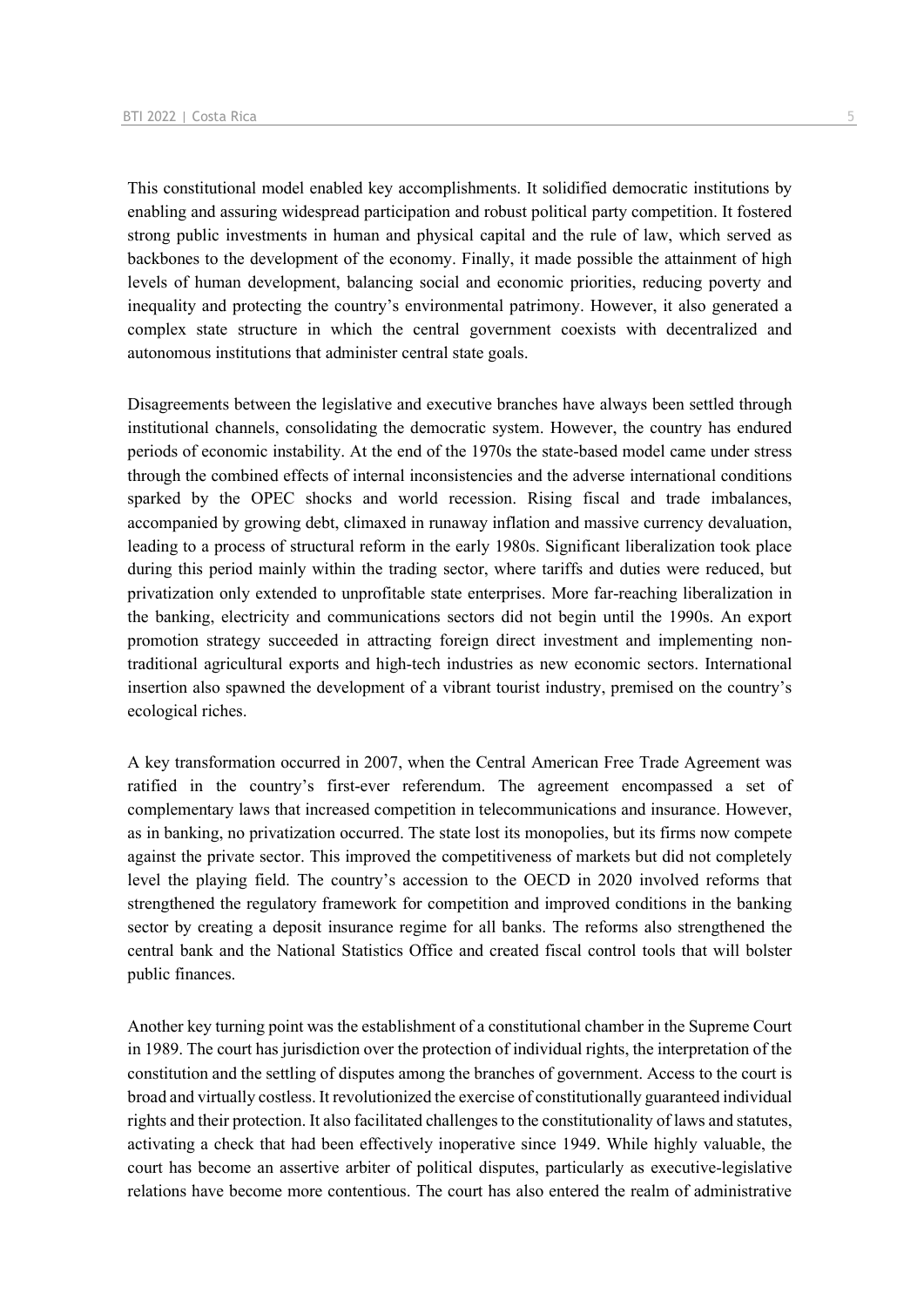This constitutional model enabled key accomplishments. It solidified democratic institutions by enabling and assuring widespread participation and robust political party competition. It fostered strong public investments in human and physical capital and the rule of law, which served as backbones to the development of the economy. Finally, it made possible the attainment of high levels of human development, balancing social and economic priorities, reducing poverty and inequality and protecting the country's environmental patrimony. However, it also generated a complex state structure in which the central government coexists with decentralized and autonomous institutions that administer central state goals.

Disagreements between the legislative and executive branches have always been settled through institutional channels, consolidating the democratic system. However, the country has endured periods of economic instability. At the end of the 1970s the state-based model came under stress through the combined effects of internal inconsistencies and the adverse international conditions sparked by the OPEC shocks and world recession. Rising fiscal and trade imbalances, accompanied by growing debt, climaxed in runaway inflation and massive currency devaluation, leading to a process of structural reform in the early 1980s. Significant liberalization took place during this period mainly within the trading sector, where tariffs and duties were reduced, but privatization only extended to unprofitable state enterprises. More far-reaching liberalization in the banking, electricity and communications sectors did not begin until the 1990s. An export promotion strategy succeeded in attracting foreign direct investment and implementing non-traditional agricultural exports and high-tech industries as new economic sectors. International insertion also spawned the development of a vibrant tourist industry, premised on the country's ecological riches.

A key transformation occurred in 2007, when the Central American Free Trade Agreement was ratified in the country's first-ever referendum. The agreement encompassed a set of complementary laws that increased competition in telecommunications and insurance. However, as in banking, no privatization occurred. The state lost its monopolies, but its firms now compete against the private sector. This improved the competitiveness of markets but did not completely level the playing field. The country's accession to the OECD in 2020 involved reforms that strengthened the regulatory framework for competition and improved conditions in the banking sector by creating a deposit insurance regime for all banks. The reforms also strengthened the central bank and the National Statistics Office and created fiscal control tools that will bolster public finances.

Another key turning point was the establishment of a constitutional chamber in the Supreme Court in 1989. The court has jurisdiction over the protection of individual rights, the interpretation of the constitution and the settling of disputes among the branches of government. Access to the court is broad and virtually costless. It revolutionized the exercise of constitutionally guaranteed individual rights and their protection. It also facilitated challenges to the constitutionality of laws and statutes, activating a check that had been effectively inoperative since 1949. While highly valuable, the court has become an assertive arbiter of political disputes, particularly as executive-legislative relations have become more contentious. The court has also entered the realm of administrative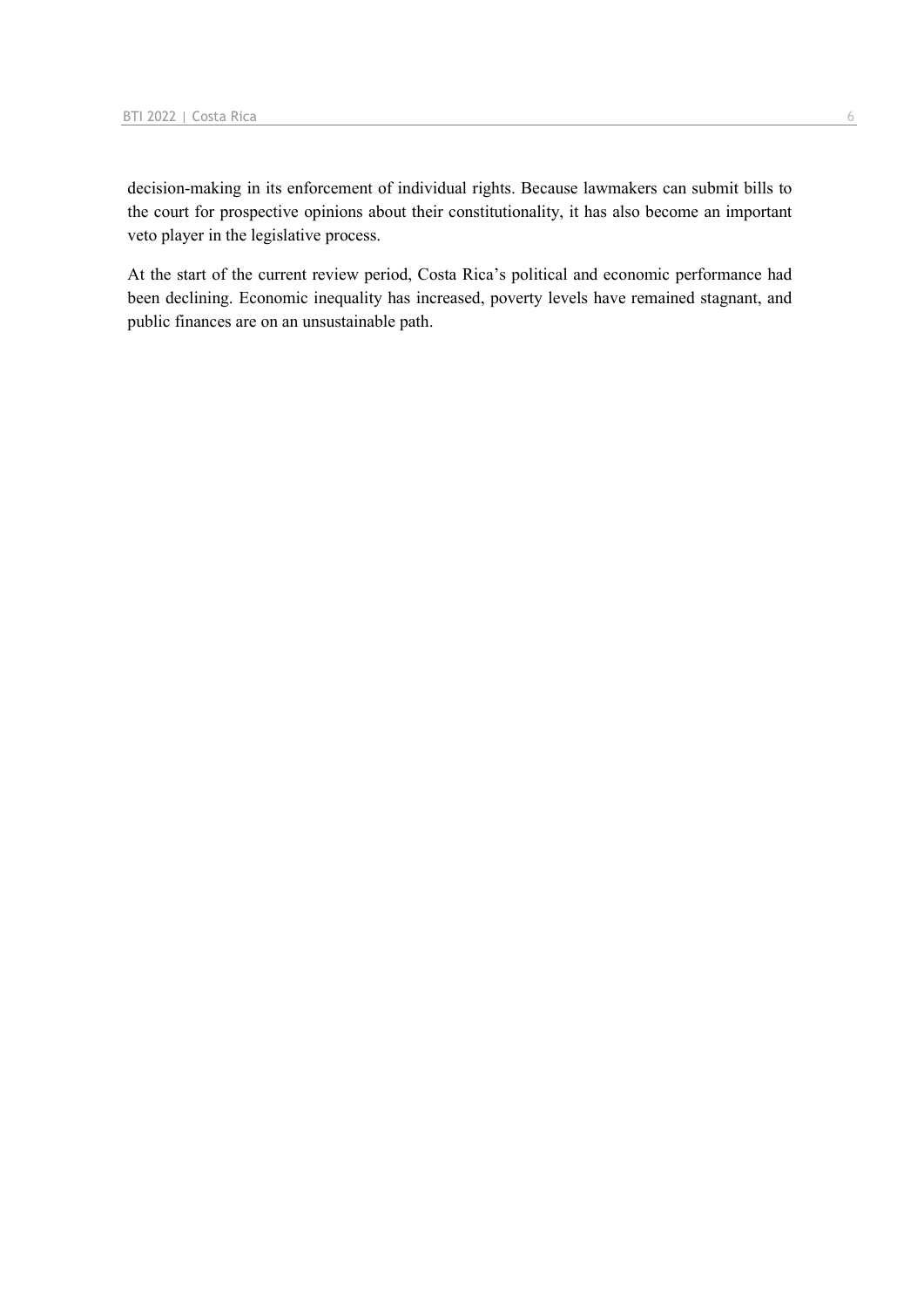decision-making in its enforcement of individual rights. Because lawmakers can submit bills to the court for prospective opinions about their constitutionality, it has also become an important veto player in the legislative process.

At the start of the current review period, Costa Rica's political and economic performance had been declining. Economic inequality has increased, poverty levels have remained stagnant, and public finances are on an unsustainable path.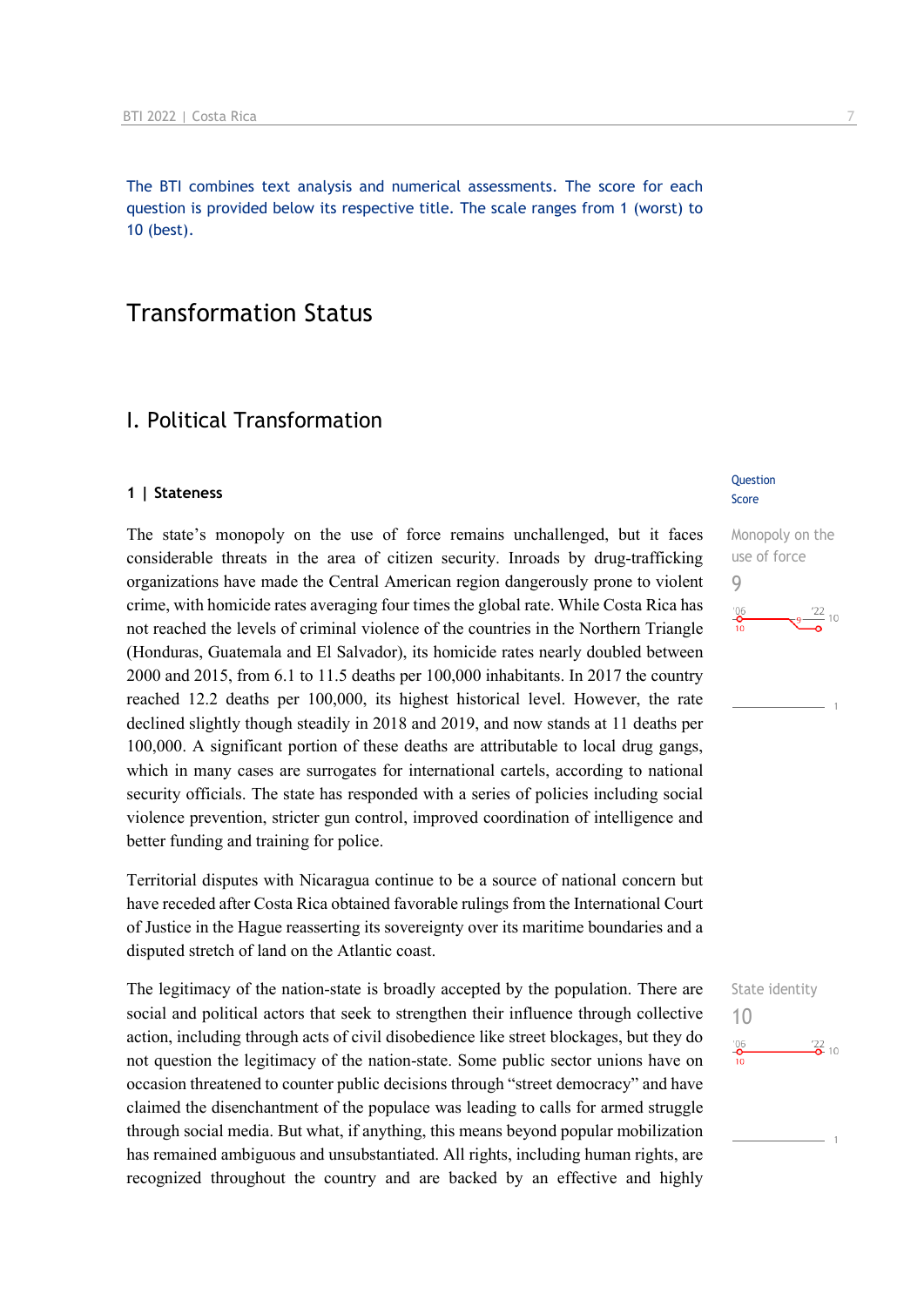The BTI combines text analysis and numerical assessments. The score for each question is provided below its respective title. The scale ranges from 1 (worst) to 10 (best).

# Transformation Status

## I. Political Transformation

### 1 | Stateness

Question Score

**Monopoly on the use of force**
**9**

The state's monopoly on the use of force remains unchallenged, but it faces considerable threats in the area of citizen security. Inroads by drug-trafficking organizations have made the Central American region dangerously prone to violent crime, with homicide rates averaging four times the global rate. While Costa Rica has not reached the levels of criminal violence of the countries in the Northern Triangle (Honduras, Guatemala and El Salvador), its homicide rates nearly doubled between 2000 and 2015, from 6.1 to 11.5 deaths per 100,000 inhabitants. In 2017 the country reached 12.2 deaths per 100,000, its highest historical level. However, the rate declined slightly though steadily in 2018 and 2019, and now stands at 11 deaths per 100,000. A significant portion of these deaths are attributable to local drug gangs, which in many cases are surrogates for international cartels, according to national security officials. The state has responded with a series of policies including social violence prevention, stricter gun control, improved coordination of intelligence and better funding and training for police.

Territorial disputes with Nicaragua continue to be a source of national concern but have receded after Costa Rica obtained favorable rulings from the International Court of Justice in the Hague reasserting its sovereignty over its maritime boundaries and a disputed stretch of land on the Atlantic coast.

**State identity**
**10**

The legitimacy of the nation-state is broadly accepted by the population. There are social and political actors that seek to strengthen their influence through collective action, including through acts of civil disobedience like street blockages, but they do not question the legitimacy of the nation-state. Some public sector unions have on occasion threatened to counter public decisions through "street democracy" and have claimed the disenchantment of the populace was leading to calls for armed struggle through social media. But what, if anything, this means beyond popular mobilization has remained ambiguous and unsubstantiated. All rights, including human rights, are recognized throughout the country and are backed by an effective and highly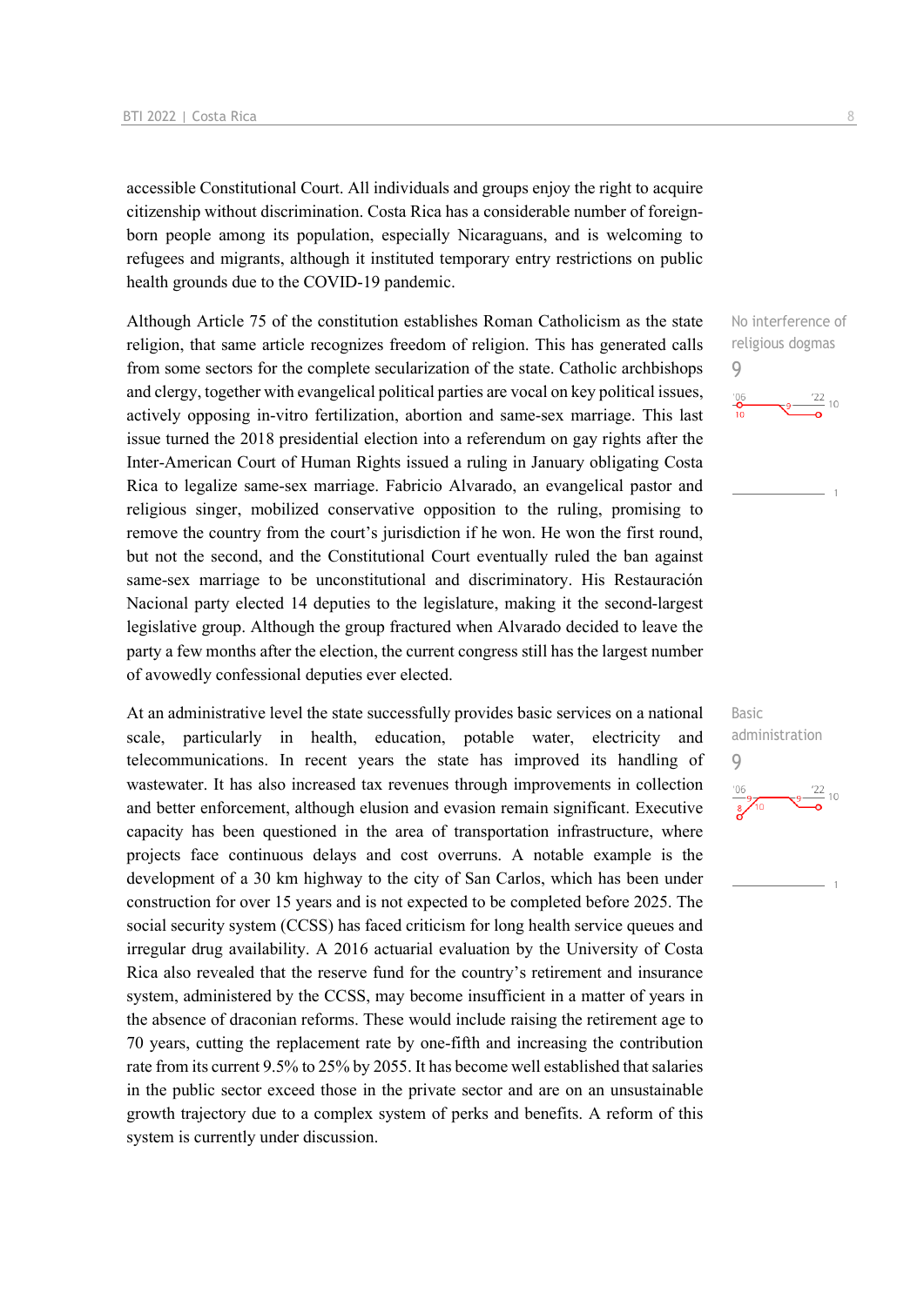accessible Constitutional Court. All individuals and groups enjoy the right to acquire citizenship without discrimination. Costa Rica has a considerable number of foreign-born people among its population, especially Nicaraguans, and is welcoming to refugees and migrants, although it instituted temporary entry restrictions on public health grounds due to the COVID-19 pandemic.

No interference of religious dogmas
9

Although Article 75 of the constitution establishes Roman Catholicism as the state religion, that same article recognizes freedom of religion. This has generated calls from some sectors for the complete secularization of the state. Catholic archbishops and clergy, together with evangelical political parties are vocal on key political issues, actively opposing in-vitro fertilization, abortion and same-sex marriage. This last issue turned the 2018 presidential election into a referendum on gay rights after the Inter-American Court of Human Rights issued a ruling in January obligating Costa Rica to legalize same-sex marriage. Fabricio Alvarado, an evangelical pastor and religious singer, mobilized conservative opposition to the ruling, promising to remove the country from the court's jurisdiction if he won. He won the first round, but not the second, and the Constitutional Court eventually ruled the ban against same-sex marriage to be unconstitutional and discriminatory. His Restauración Nacional party elected 14 deputies to the legislature, making it the second-largest legislative group. Although the group fractured when Alvarado decided to leave the party a few months after the election, the current congress still has the largest number of avowedly confessional deputies ever elected.

Basic administration
9

At an administrative level the state successfully provides basic services on a national scale, particularly in health, education, potable water, electricity and telecommunications. In recent years the state has improved its handling of wastewater. It has also increased tax revenues through improvements in collection and better enforcement, although elusion and evasion remain significant. Executive capacity has been questioned in the area of transportation infrastructure, where projects face continuous delays and cost overruns. A notable example is the development of a 30 km highway to the city of San Carlos, which has been under construction for over 15 years and is not expected to be completed before 2025. The social security system (CCSS) has faced criticism for long health service queues and irregular drug availability. A 2016 actuarial evaluation by the University of Costa Rica also revealed that the reserve fund for the country's retirement and insurance system, administered by the CCSS, may become insufficient in a matter of years in the absence of draconian reforms. These would include raising the retirement age to 70 years, cutting the replacement rate by one-fifth and increasing the contribution rate from its current 9.5% to 25% by 2055. It has become well established that salaries in the public sector exceed those in the private sector and are on an unsustainable growth trajectory due to a complex system of perks and benefits. A reform of this system is currently under discussion.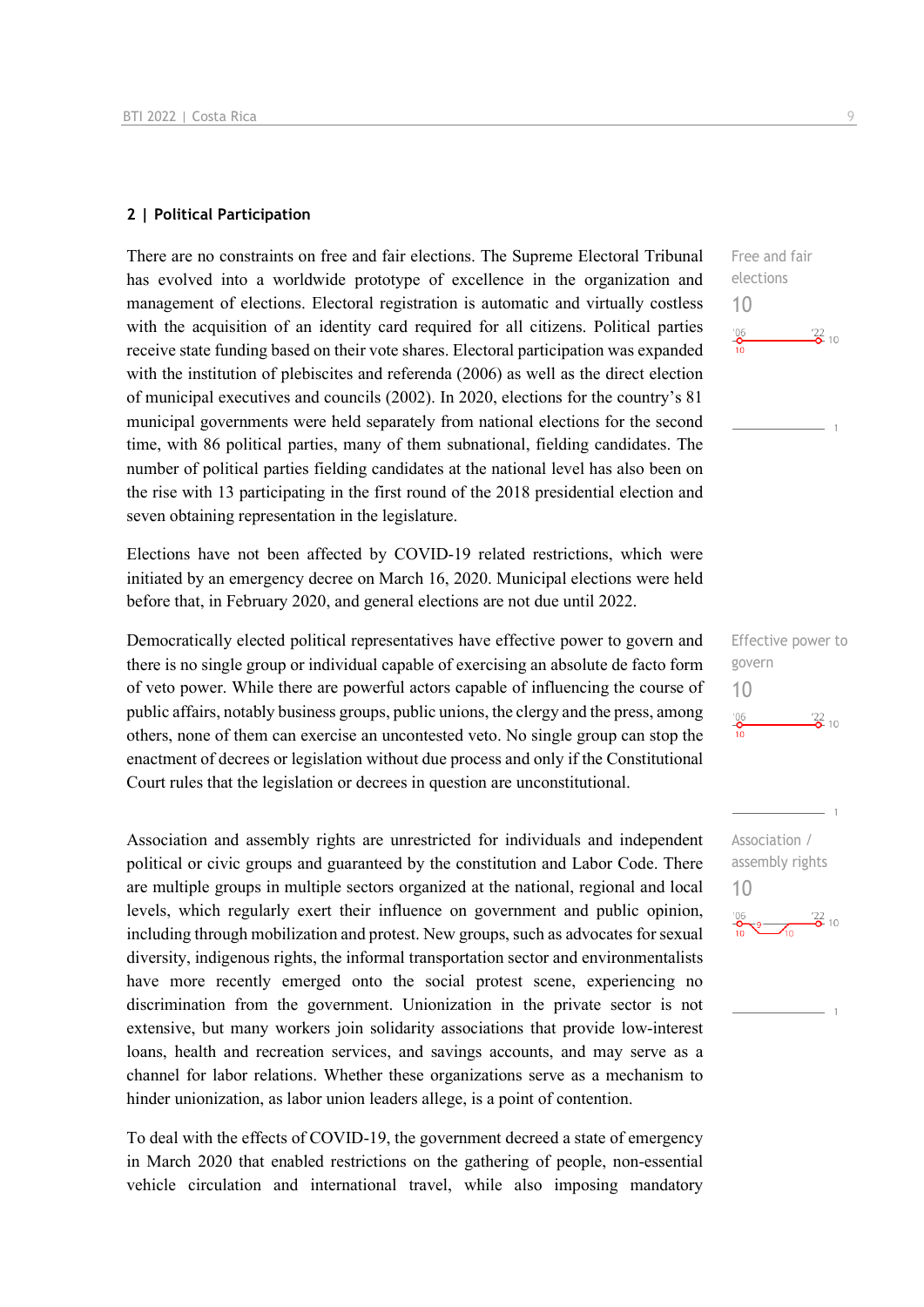## 2 | Political Participation

Free and fair elections
10

There are no constraints on free and fair elections. The Supreme Electoral Tribunal has evolved into a worldwide prototype of excellence in the organization and management of elections. Electoral registration is automatic and virtually costless with the acquisition of an identity card required for all citizens. Political parties receive state funding based on their vote shares. Electoral participation was expanded with the institution of plebiscites and referenda (2006) as well as the direct election of municipal executives and councils (2002). In 2020, elections for the country's 81 municipal governments were held separately from national elections for the second time, with 86 political parties, many of them subnational, fielding candidates. The number of political parties fielding candidates at the national level has also been on the rise with 13 participating in the first round of the 2018 presidential election and seven obtaining representation in the legislature.

Elections have not been affected by COVID-19 related restrictions, which were initiated by an emergency decree on March 16, 2020. Municipal elections were held before that, in February 2020, and general elections are not due until 2022.

Effective power to govern
10

Democratically elected political representatives have effective power to govern and there is no single group or individual capable of exercising an absolute de facto form of veto power. While there are powerful actors capable of influencing the course of public affairs, notably business groups, public unions, the clergy and the press, among others, none of them can exercise an uncontested veto. No single group can stop the enactment of decrees or legislation without due process and only if the Constitutional Court rules that the legislation or decrees in question are unconstitutional.

Association / assembly rights
10

Association and assembly rights are unrestricted for individuals and independent political or civic groups and guaranteed by the constitution and Labor Code. There are multiple groups in multiple sectors organized at the national, regional and local levels, which regularly exert their influence on government and public opinion, including through mobilization and protest. New groups, such as advocates for sexual diversity, indigenous rights, the informal transportation sector and environmentalists have more recently emerged onto the social protest scene, experiencing no discrimination from the government. Unionization in the private sector is not extensive, but many workers join solidarity associations that provide low-interest loans, health and recreation services, and savings accounts, and may serve as a channel for labor relations. Whether these organizations serve as a mechanism to hinder unionization, as labor union leaders allege, is a point of contention.

To deal with the effects of COVID-19, the government decreed a state of emergency in March 2020 that enabled restrictions on the gathering of people, non-essential vehicle circulation and international travel, while also imposing mandatory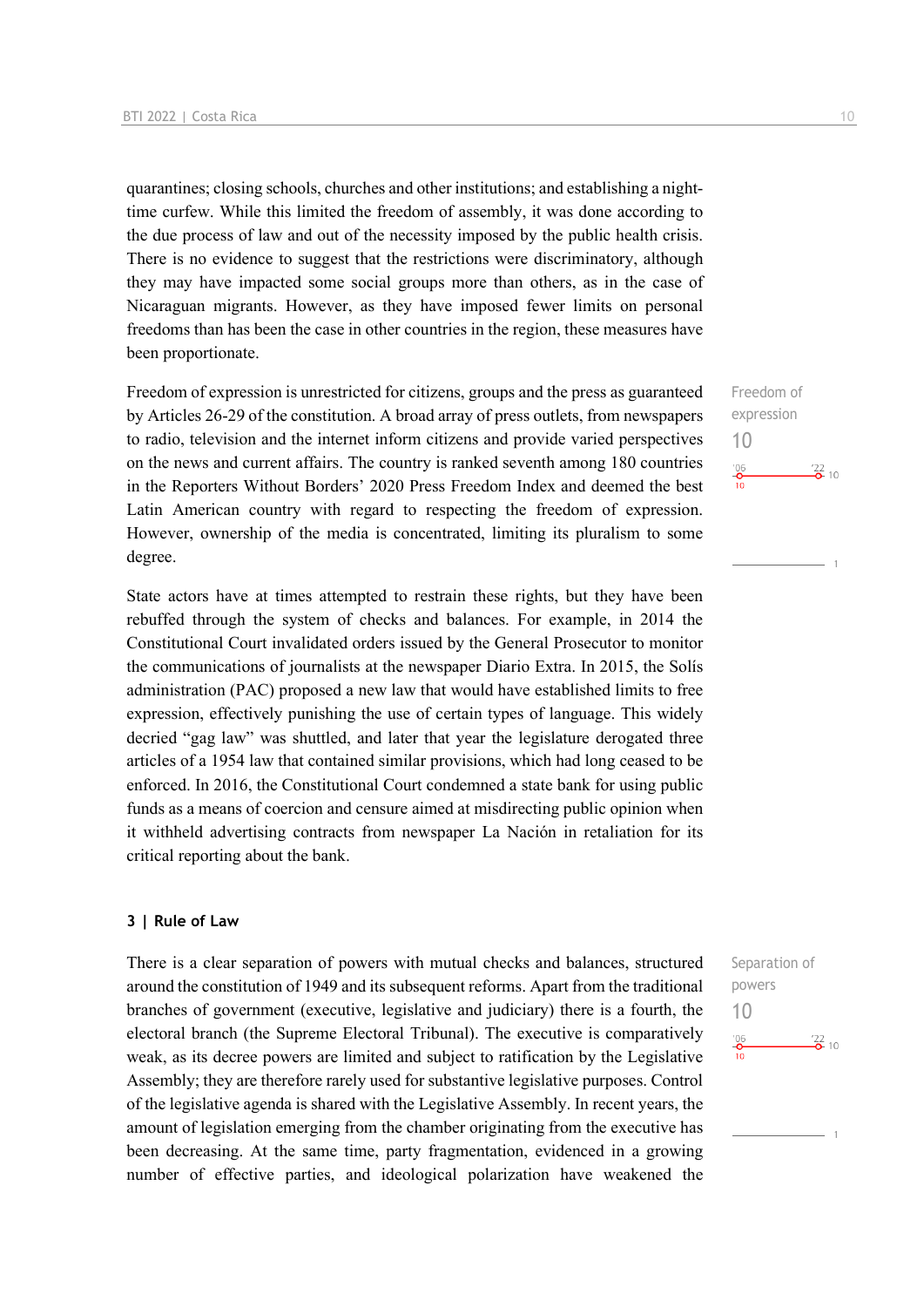quarantines; closing schools, churches and other institutions; and establishing a night-time curfew. While this limited the freedom of assembly, it was done according to the due process of law and out of the necessity imposed by the public health crisis. There is no evidence to suggest that the restrictions were discriminatory, although they may have impacted some social groups more than others, as in the case of Nicaraguan migrants. However, as they have imposed fewer limits on personal freedoms than has been the case in other countries in the region, these measures have been proportionate.

Freedom of expression
10

Freedom of expression is unrestricted for citizens, groups and the press as guaranteed by Articles 26-29 of the constitution. A broad array of press outlets, from newspapers to radio, television and the internet inform citizens and provide varied perspectives on the news and current affairs. The country is ranked seventh among 180 countries in the Reporters Without Borders' 2020 Press Freedom Index and deemed the best Latin American country with regard to respecting the freedom of expression. However, ownership of the media is concentrated, limiting its pluralism to some degree.

State actors have at times attempted to restrain these rights, but they have been rebuffed through the system of checks and balances. For example, in 2014 the Constitutional Court invalidated orders issued by the General Prosecutor to monitor the communications of journalists at the newspaper Diario Extra. In 2015, the Solís administration (PAC) proposed a new law that would have established limits to free expression, effectively punishing the use of certain types of language. This widely decried "gag law" was shuttled, and later that year the legislature derogated three articles of a 1954 law that contained similar provisions, which had long ceased to be enforced. In 2016, the Constitutional Court condemned a state bank for using public funds as a means of coercion and censure aimed at misdirecting public opinion when it withheld advertising contracts from newspaper La Nación in retaliation for its critical reporting about the bank.

### 3 | Rule of Law

Separation of powers
10

There is a clear separation of powers with mutual checks and balances, structured around the constitution of 1949 and its subsequent reforms. Apart from the traditional branches of government (executive, legislative and judiciary) there is a fourth, the electoral branch (the Supreme Electoral Tribunal). The executive is comparatively weak, as its decree powers are limited and subject to ratification by the Legislative Assembly; they are therefore rarely used for substantive legislative purposes. Control of the legislative agenda is shared with the Legislative Assembly. In recent years, the amount of legislation emerging from the chamber originating from the executive has been decreasing. At the same time, party fragmentation, evidenced in a growing number of effective parties, and ideological polarization have weakened the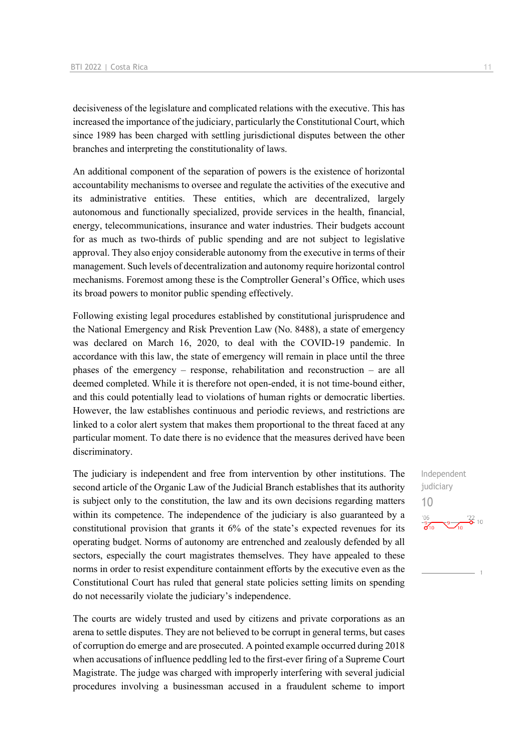decisiveness of the legislature and complicated relations with the executive. This has increased the importance of the judiciary, particularly the Constitutional Court, which since 1989 has been charged with settling jurisdictional disputes between the other branches and interpreting the constitutionality of laws.

An additional component of the separation of powers is the existence of horizontal accountability mechanisms to oversee and regulate the activities of the executive and its administrative entities. These entities, which are decentralized, largely autonomous and functionally specialized, provide services in the health, financial, energy, telecommunications, insurance and water industries. Their budgets account for as much as two-thirds of public spending and are not subject to legislative approval. They also enjoy considerable autonomy from the executive in terms of their management. Such levels of decentralization and autonomy require horizontal control mechanisms. Foremost among these is the Comptroller General's Office, which uses its broad powers to monitor public spending effectively.

Following existing legal procedures established by constitutional jurisprudence and the National Emergency and Risk Prevention Law (No. 8488), a state of emergency was declared on March 16, 2020, to deal with the COVID-19 pandemic. In accordance with this law, the state of emergency will remain in place until the three phases of the emergency – response, rehabilitation and reconstruction – are all deemed completed. While it is therefore not open-ended, it is not time-bound either, and this could potentially lead to violations of human rights or democratic liberties. However, the law establishes continuous and periodic reviews, and restrictions are linked to a color alert system that makes them proportional to the threat faced at any particular moment. To date there is no evidence that the measures derived have been discriminatory.

Independent judiciary

10

The judiciary is independent and free from intervention by other institutions. The second article of the Organic Law of the Judicial Branch establishes that its authority is subject only to the constitution, the law and its own decisions regarding matters within its competence. The independence of the judiciary is also guaranteed by a constitutional provision that grants it 6% of the state's expected revenues for its operating budget. Norms of autonomy are entrenched and zealously defended by all sectors, especially the court magistrates themselves. They have appealed to these norms in order to resist expenditure containment efforts by the executive even as the Constitutional Court has ruled that general state policies setting limits on spending do not necessarily violate the judiciary's independence.

The courts are widely trusted and used by citizens and private corporations as an arena to settle disputes. They are not believed to be corrupt in general terms, but cases of corruption do emerge and are prosecuted. A pointed example occurred during 2018 when accusations of influence peddling led to the first-ever firing of a Supreme Court Magistrate. The judge was charged with improperly interfering with several judicial procedures involving a businessman accused in a fraudulent scheme to import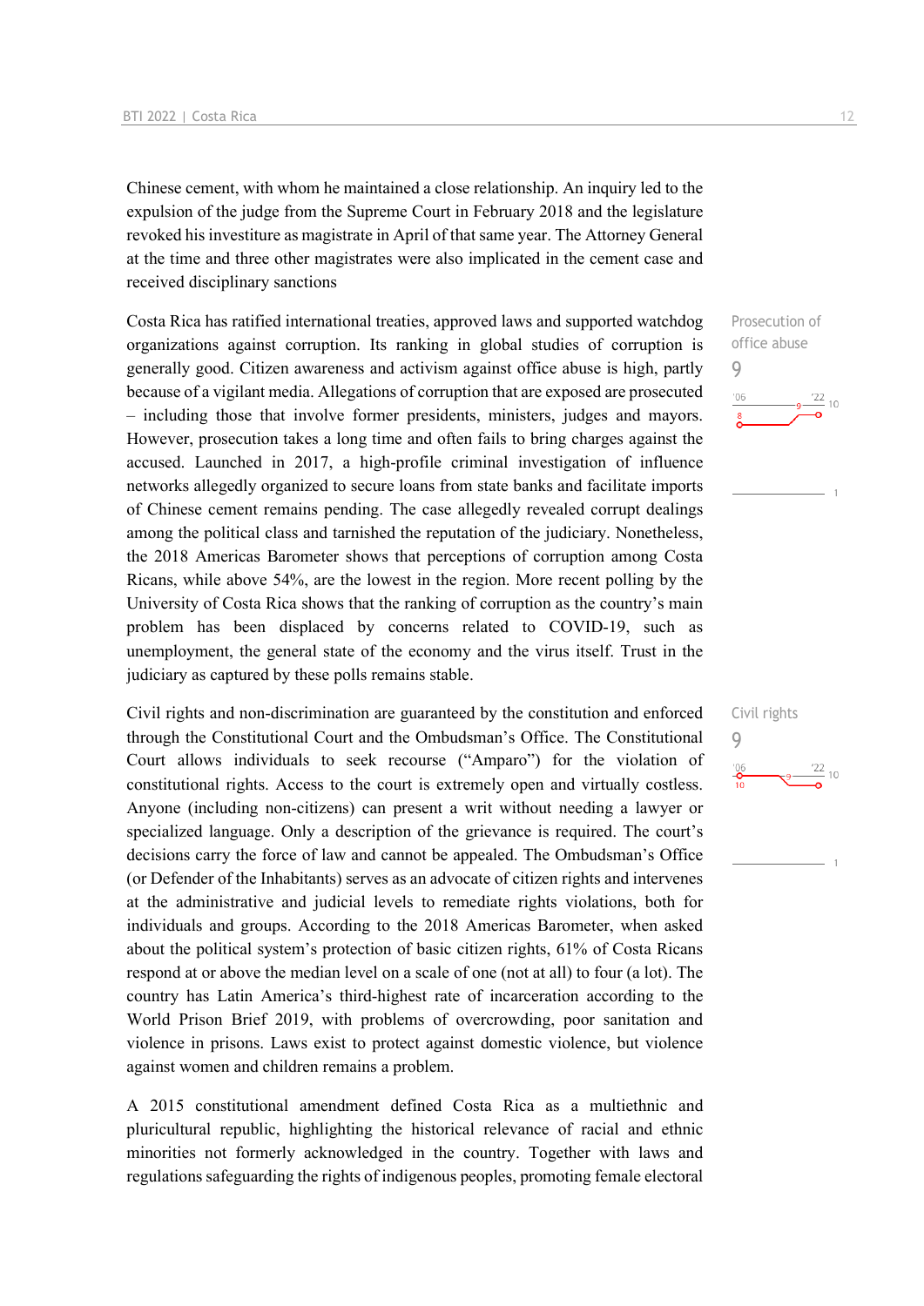Chinese cement, with whom he maintained a close relationship. An inquiry led to the expulsion of the judge from the Supreme Court in February 2018 and the legislature revoked his investiture as magistrate in April of that same year. The Attorney General at the time and three other magistrates were also implicated in the cement case and received disciplinary sanctions

Prosecution of office abuse
9

Costa Rica has ratified international treaties, approved laws and supported watchdog organizations against corruption. Its ranking in global studies of corruption is generally good. Citizen awareness and activism against office abuse is high, partly because of a vigilant media. Allegations of corruption that are exposed are prosecuted – including those that involve former presidents, ministers, judges and mayors. However, prosecution takes a long time and often fails to bring charges against the accused. Launched in 2017, a high-profile criminal investigation of influence networks allegedly organized to secure loans from state banks and facilitate imports of Chinese cement remains pending. The case allegedly revealed corrupt dealings among the political class and tarnished the reputation of the judiciary. Nonetheless, the 2018 Americas Barometer shows that perceptions of corruption among Costa Ricans, while above 54%, are the lowest in the region. More recent polling by the University of Costa Rica shows that the ranking of corruption as the country's main problem has been displaced by concerns related to COVID-19, such as unemployment, the general state of the economy and the virus itself. Trust in the judiciary as captured by these polls remains stable.

Civil rights
9

Civil rights and non-discrimination are guaranteed by the constitution and enforced through the Constitutional Court and the Ombudsman's Office. The Constitutional Court allows individuals to seek recourse ("Amparo") for the violation of constitutional rights. Access to the court is extremely open and virtually costless. Anyone (including non-citizens) can present a writ without needing a lawyer or specialized language. Only a description of the grievance is required. The court's decisions carry the force of law and cannot be appealed. The Ombudsman's Office (or Defender of the Inhabitants) serves as an advocate of citizen rights and intervenes at the administrative and judicial levels to remediate rights violations, both for individuals and groups. According to the 2018 Americas Barometer, when asked about the political system's protection of basic citizen rights, 61% of Costa Ricans respond at or above the median level on a scale of one (not at all) to four (a lot). The country has Latin America's third-highest rate of incarceration according to the World Prison Brief 2019, with problems of overcrowding, poor sanitation and violence in prisons. Laws exist to protect against domestic violence, but violence against women and children remains a problem.

A 2015 constitutional amendment defined Costa Rica as a multiethnic and pluricultural republic, highlighting the historical relevance of racial and ethnic minorities not formerly acknowledged in the country. Together with laws and regulations safeguarding the rights of indigenous peoples, promoting female electoral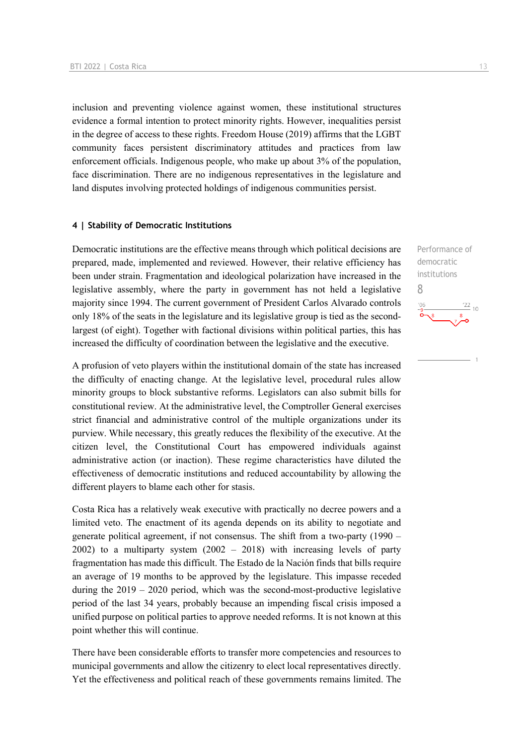inclusion and preventing violence against women, these institutional structures evidence a formal intention to protect minority rights. However, inequalities persist in the degree of access to these rights. Freedom House (2019) affirms that the LGBT community faces persistent discriminatory attitudes and practices from law enforcement officials. Indigenous people, who make up about 3% of the population, face discrimination. There are no indigenous representatives in the legislature and land disputes involving protected holdings of indigenous communities persist.

#### 4 | Stability of Democratic Institutions

Performance of democratic institutions
8

Democratic institutions are the effective means through which political decisions are prepared, made, implemented and reviewed. However, their relative efficiency has been under strain. Fragmentation and ideological polarization have increased in the legislative assembly, where the party in government has not held a legislative majority since 1994. The current government of President Carlos Alvarado controls only 18% of the seats in the legislature and its legislative group is tied as the second-largest (of eight). Together with factional divisions within political parties, this has increased the difficulty of coordination between the legislative and the executive.

A profusion of veto players within the institutional domain of the state has increased the difficulty of enacting change. At the legislative level, procedural rules allow minority groups to block substantive reforms. Legislators can also submit bills for constitutional review. At the administrative level, the Comptroller General exercises strict financial and administrative control of the multiple organizations under its purview. While necessary, this greatly reduces the flexibility of the executive. At the citizen level, the Constitutional Court has empowered individuals against administrative action (or inaction). These regime characteristics have diluted the effectiveness of democratic institutions and reduced accountability by allowing the different players to blame each other for stasis.

Costa Rica has a relatively weak executive with practically no decree powers and a limited veto. The enactment of its agenda depends on its ability to negotiate and generate political agreement, if not consensus. The shift from a two-party (1990 – 2002) to a multiparty system (2002 – 2018) with increasing levels of party fragmentation has made this difficult. The Estado de la Nación finds that bills require an average of 19 months to be approved by the legislature. This impasse receded during the 2019 – 2020 period, which was the second-most-productive legislative period of the last 34 years, probably because an impending fiscal crisis imposed a unified purpose on political parties to approve needed reforms. It is not known at this point whether this will continue.

There have been considerable efforts to transfer more competencies and resources to municipal governments and allow the citizenry to elect local representatives directly. Yet the effectiveness and political reach of these governments remains limited. The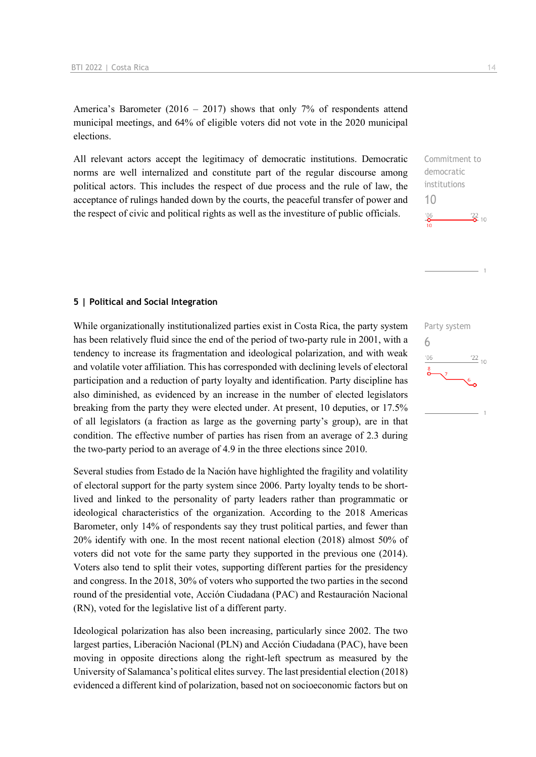America's Barometer (2016 – 2017) shows that only 7% of respondents attend municipal meetings, and 64% of eligible voters did not vote in the 2020 municipal elections.

All relevant actors accept the legitimacy of democratic institutions. Democratic norms are well internalized and constitute part of the regular discourse among political actors. This includes the respect of due process and the rule of law, the acceptance of rulings handed down by the courts, the peaceful transfer of power and the respect of civic and political rights as well as the investiture of public officials.

Commitment to democratic institutions
10

## 5 | Political and Social Integration

While organizationally institutionalized parties exist in Costa Rica, the party system has been relatively fluid since the end of the period of two-party rule in 2001, with a tendency to increase its fragmentation and ideological polarization, and with weak and volatile voter affiliation. This has corresponded with declining levels of electoral participation and a reduction of party loyalty and identification. Party discipline has also diminished, as evidenced by an increase in the number of elected legislators breaking from the party they were elected under. At present, 10 deputies, or 17.5% of all legislators (a fraction as large as the governing party's group), are in that condition. The effective number of parties has risen from an average of 2.3 during the two-party period to an average of 4.9 in the three elections since 2010.

Party system
6

Several studies from Estado de la Nación have highlighted the fragility and volatility of electoral support for the party system since 2006. Party loyalty tends to be short-lived and linked to the personality of party leaders rather than programmatic or ideological characteristics of the organization. According to the 2018 Americas Barometer, only 14% of respondents say they trust political parties, and fewer than 20% identify with one. In the most recent national election (2018) almost 50% of voters did not vote for the same party they supported in the previous one (2014). Voters also tend to split their votes, supporting different parties for the presidency and congress. In the 2018, 30% of voters who supported the two parties in the second round of the presidential vote, Acción Ciudadana (PAC) and Restauración Nacional (RN), voted for the legislative list of a different party.

Ideological polarization has also been increasing, particularly since 2002. The two largest parties, Liberación Nacional (PLN) and Acción Ciudadana (PAC), have been moving in opposite directions along the right-left spectrum as measured by the University of Salamanca's political elites survey. The last presidential election (2018) evidenced a different kind of polarization, based not on socioeconomic factors but on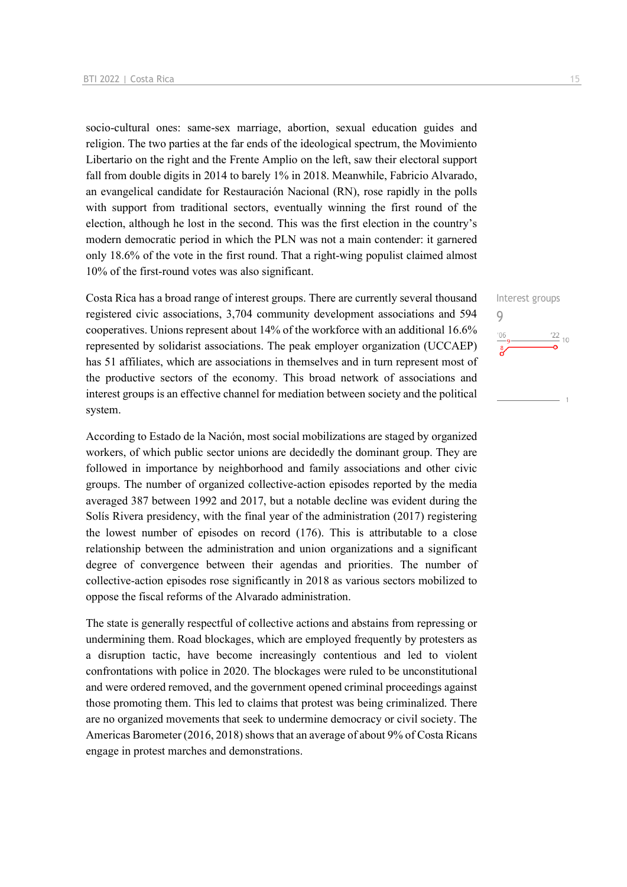socio-cultural ones: same-sex marriage, abortion, sexual education guides and religion. The two parties at the far ends of the ideological spectrum, the Movimiento Libertario on the right and the Frente Amplio on the left, saw their electoral support fall from double digits in 2014 to barely 1% in 2018. Meanwhile, Fabricio Alvarado, an evangelical candidate for Restauración Nacional (RN), rose rapidly in the polls with support from traditional sectors, eventually winning the first round of the election, although he lost in the second. This was the first election in the country's modern democratic period in which the PLN was not a main contender: it garnered only 18.6% of the vote in the first round. That a right-wing populist claimed almost 10% of the first-round votes was also significant.

Interest groups
9

Costa Rica has a broad range of interest groups. There are currently several thousand registered civic associations, 3,704 community development associations and 594 cooperatives. Unions represent about 14% of the workforce with an additional 16.6% represented by solidarist associations. The peak employer organization (UCCAEP) has 51 affiliates, which are associations in themselves and in turn represent most of the productive sectors of the economy. This broad network of associations and interest groups is an effective channel for mediation between society and the political system.

According to Estado de la Nación, most social mobilizations are staged by organized workers, of which public sector unions are decidedly the dominant group. They are followed in importance by neighborhood and family associations and other civic groups. The number of organized collective-action episodes reported by the media averaged 387 between 1992 and 2017, but a notable decline was evident during the Solís Rivera presidency, with the final year of the administration (2017) registering the lowest number of episodes on record (176). This is attributable to a close relationship between the administration and union organizations and a significant degree of convergence between their agendas and priorities. The number of collective-action episodes rose significantly in 2018 as various sectors mobilized to oppose the fiscal reforms of the Alvarado administration.

The state is generally respectful of collective actions and abstains from repressing or undermining them. Road blockages, which are employed frequently by protesters as a disruption tactic, have become increasingly contentious and led to violent confrontations with police in 2020. The blockages were ruled to be unconstitutional and were ordered removed, and the government opened criminal proceedings against those promoting them. This led to claims that protest was being criminalized. There are no organized movements that seek to undermine democracy or civil society. The Americas Barometer (2016, 2018) shows that an average of about 9% of Costa Ricans engage in protest marches and demonstrations.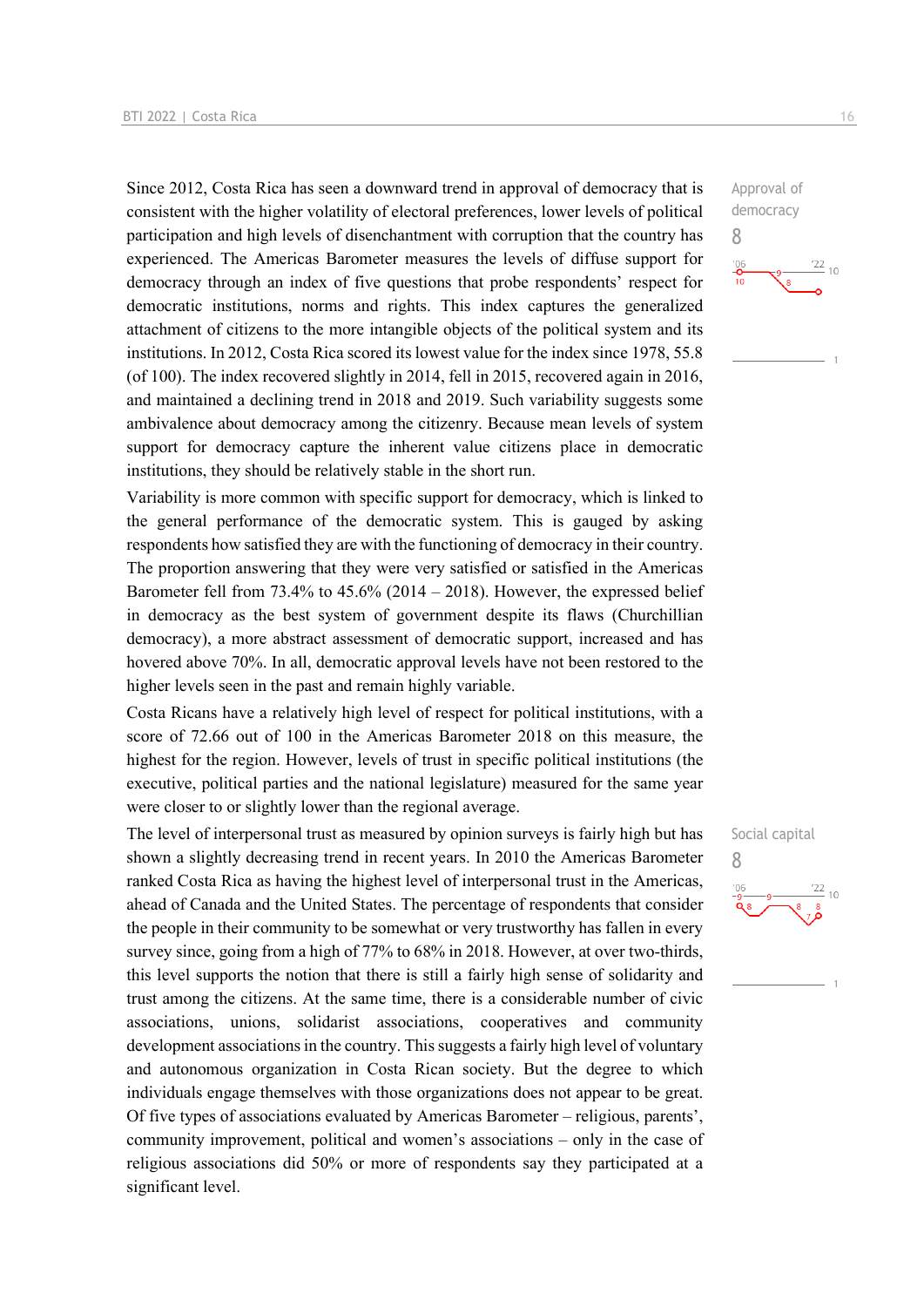Since 2012, Costa Rica has seen a downward trend in approval of democracy that is consistent with the higher volatility of electoral preferences, lower levels of political participation and high levels of disenchantment with corruption that the country has experienced. The Americas Barometer measures the levels of diffuse support for democracy through an index of five questions that probe respondents' respect for democratic institutions, norms and rights. This index captures the generalized attachment of citizens to the more intangible objects of the political system and its institutions. In 2012, Costa Rica scored its lowest value for the index since 1978, 55.8 (of 100). The index recovered slightly in 2014, fell in 2015, recovered again in 2016, and maintained a declining trend in 2018 and 2019. Such variability suggests some ambivalence about democracy among the citizenry. Because mean levels of system support for democracy capture the inherent value citizens place in democratic institutions, they should be relatively stable in the short run.

Approval of democracy
8

Variability is more common with specific support for democracy, which is linked to the general performance of the democratic system. This is gauged by asking respondents how satisfied they are with the functioning of democracy in their country. The proportion answering that they were very satisfied or satisfied in the Americas Barometer fell from 73.4% to 45.6% (2014 – 2018). However, the expressed belief in democracy as the best system of government despite its flaws (Churchillian democracy), a more abstract assessment of democratic support, increased and has hovered above 70%. In all, democratic approval levels have not been restored to the higher levels seen in the past and remain highly variable.

Costa Ricans have a relatively high level of respect for political institutions, with a score of 72.66 out of 100 in the Americas Barometer 2018 on this measure, the highest for the region. However, levels of trust in specific political institutions (the executive, political parties and the national legislature) measured for the same year were closer to or slightly lower than the regional average.

The level of interpersonal trust as measured by opinion surveys is fairly high but has shown a slightly decreasing trend in recent years. In 2010 the Americas Barometer ranked Costa Rica as having the highest level of interpersonal trust in the Americas, ahead of Canada and the United States. The percentage of respondents that consider the people in their community to be somewhat or very trustworthy has fallen in every survey since, going from a high of 77% to 68% in 2018. However, at over two-thirds, this level supports the notion that there is still a fairly high sense of solidarity and trust among the citizens. At the same time, there is a considerable number of civic associations, unions, solidarist associations, cooperatives and community development associations in the country. This suggests a fairly high level of voluntary and autonomous organization in Costa Rican society. But the degree to which individuals engage themselves with those organizations does not appear to be great. Of five types of associations evaluated by Americas Barometer – religious, parents', community improvement, political and women's associations – only in the case of religious associations did 50% or more of respondents say they participated at a significant level.

Social capital
8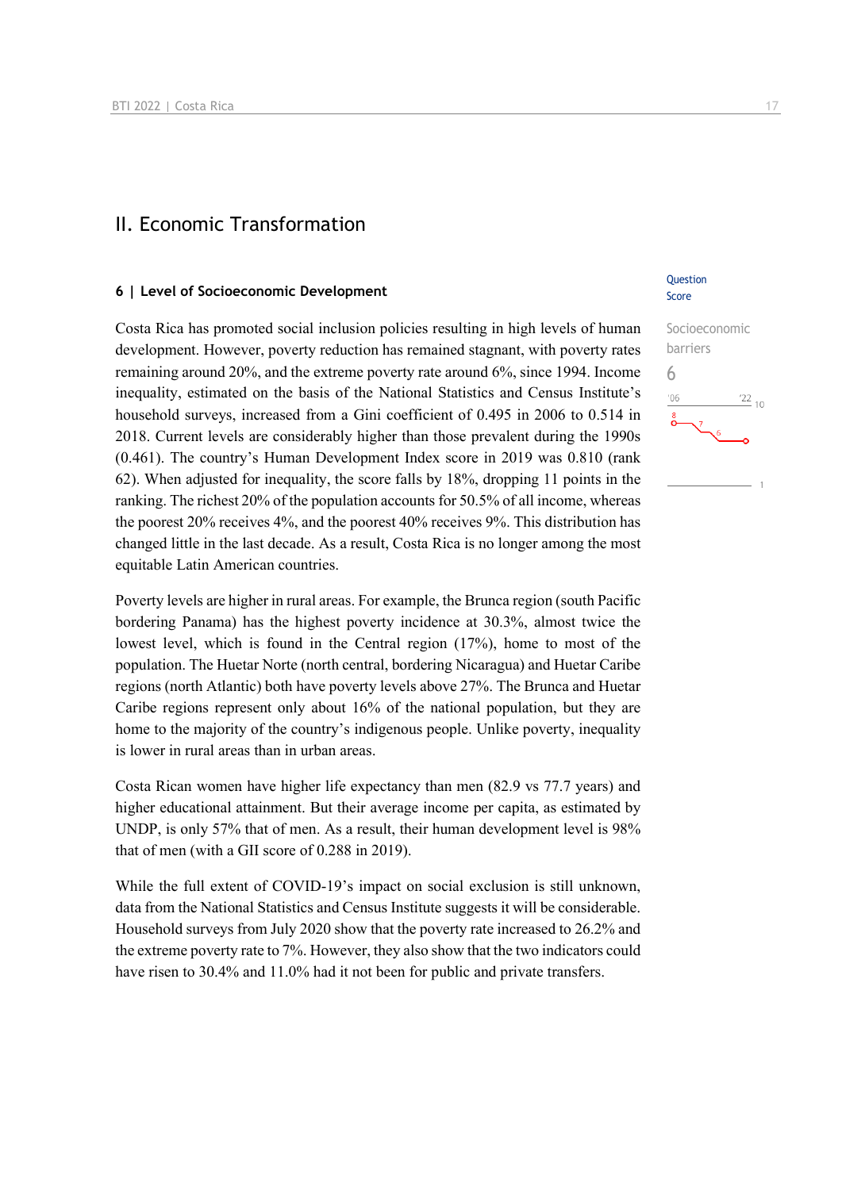## II. Economic Transformation

### 6 | Level of Socioeconomic Development

Question Score

Socioeconomic barriers

6

Costa Rica has promoted social inclusion policies resulting in high levels of human development. However, poverty reduction has remained stagnant, with poverty rates remaining around 20%, and the extreme poverty rate around 6%, since 1994. Income inequality, estimated on the basis of the National Statistics and Census Institute's household surveys, increased from a Gini coefficient of 0.495 in 2006 to 0.514 in 2018. Current levels are considerably higher than those prevalent during the 1990s (0.461). The country's Human Development Index score in 2019 was 0.810 (rank 62). When adjusted for inequality, the score falls by 18%, dropping 11 points in the ranking. The richest 20% of the population accounts for 50.5% of all income, whereas the poorest 20% receives 4%, and the poorest 40% receives 9%. This distribution has changed little in the last decade. As a result, Costa Rica is no longer among the most equitable Latin American countries.

Poverty levels are higher in rural areas. For example, the Brunca region (south Pacific bordering Panama) has the highest poverty incidence at 30.3%, almost twice the lowest level, which is found in the Central region (17%), home to most of the population. The Huetar Norte (north central, bordering Nicaragua) and Huetar Caribe regions (north Atlantic) both have poverty levels above 27%. The Brunca and Huetar Caribe regions represent only about 16% of the national population, but they are home to the majority of the country's indigenous people. Unlike poverty, inequality is lower in rural areas than in urban areas.

Costa Rican women have higher life expectancy than men (82.9 vs 77.7 years) and higher educational attainment. But their average income per capita, as estimated by UNDP, is only 57% that of men. As a result, their human development level is 98% that of men (with a GII score of 0.288 in 2019).

While the full extent of COVID-19's impact on social exclusion is still unknown, data from the National Statistics and Census Institute suggests it will be considerable. Household surveys from July 2020 show that the poverty rate increased to 26.2% and the extreme poverty rate to 7%. However, they also show that the two indicators could have risen to 30.4% and 11.0% had it not been for public and private transfers.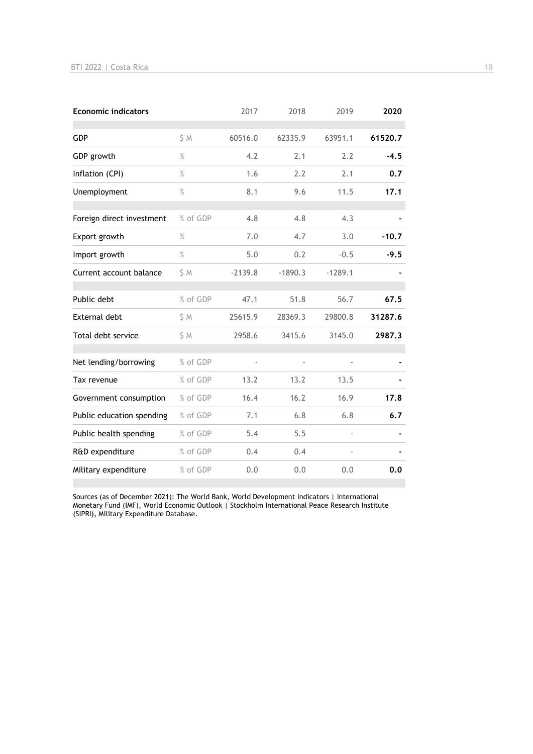| Economic indicators | | 2017 | 2018 | 2019 | **2020** |
|---|---|---|---|---|---|
| GDP | $ M | 60516.0 | 62335.9 | 63951.1 | **61520.7** |
| GDP growth | % | 4.2 | 2.1 | 2.2 | **-4.5** |
| Inflation (CPI) | % | 1.6 | 2.2 | 2.1 | **0.7** |
| Unemployment | % | 8.1 | 9.6 | 11.5 | **17.1** |
| Foreign direct investment | % of GDP | 4.8 | 4.8 | 4.3 | **-** |
| Export growth | % | 7.0 | 4.7 | 3.0 | **-10.7** |
| Import growth | % | 5.0 | 0.2 | -0.5 | **-9.5** |
| Current account balance | $ M | -2139.8 | -1890.3 | -1289.1 | **-** |
| Public debt | % of GDP | 47.1 | 51.8 | 56.7 | **67.5** |
| External debt | $ M | 25615.9 | 28369.3 | 29800.8 | **31287.6** |
| Total debt service | $ M | 2958.6 | 3415.6 | 3145.0 | **2987.3** |
| Net lending/borrowing | % of GDP | - | - | - | **-** |
| Tax revenue | % of GDP | 13.2 | 13.2 | 13.5 | **-** |
| Government consumption | % of GDP | 16.4 | 16.2 | 16.9 | **17.8** |
| Public education spending | % of GDP | 7.1 | 6.8 | 6.8 | **6.7** |
| Public health spending | % of GDP | 5.4 | 5.5 | - | **-** |
| R&D expenditure | % of GDP | 0.4 | 0.4 | - | **-** |
| Military expenditure | % of GDP | 0.0 | 0.0 | 0.0 | **0.0** |

Sources (as of December 2021): The World Bank, World Development Indicators | International Monetary Fund (IMF), World Economic Outlook | Stockholm International Peace Research Institute (SIPRI), Military Expenditure Database.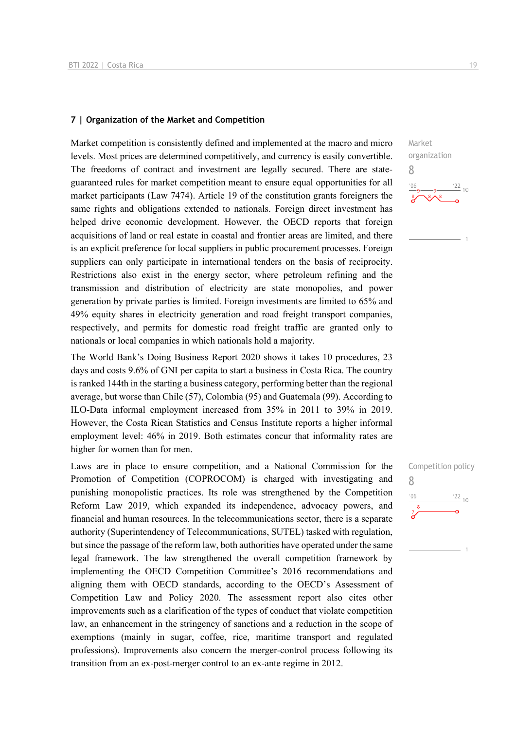## 7 | Organization of the Market and Competition

Market organization
8

Market competition is consistently defined and implemented at the macro and micro levels. Most prices are determined competitively, and currency is easily convertible. The freedoms of contract and investment are legally secured. There are state-guaranteed rules for market competition meant to ensure equal opportunities for all market participants (Law 7474). Article 19 of the constitution grants foreigners the same rights and obligations extended to nationals. Foreign direct investment has helped drive economic development. However, the OECD reports that foreign acquisitions of land or real estate in coastal and frontier areas are limited, and there is an explicit preference for local suppliers in public procurement processes. Foreign suppliers can only participate in international tenders on the basis of reciprocity. Restrictions also exist in the energy sector, where petroleum refining and the transmission and distribution of electricity are state monopolies, and power generation by private parties is limited. Foreign investments are limited to 65% and 49% equity shares in electricity generation and road freight transport companies, respectively, and permits for domestic road freight traffic are granted only to nationals or local companies in which nationals hold a majority.

The World Bank's Doing Business Report 2020 shows it takes 10 procedures, 23 days and costs 9.6% of GNI per capita to start a business in Costa Rica. The country is ranked 144th in the starting a business category, performing better than the regional average, but worse than Chile (57), Colombia (95) and Guatemala (99). According to ILO-Data informal employment increased from 35% in 2011 to 39% in 2019. However, the Costa Rican Statistics and Census Institute reports a higher informal employment level: 46% in 2019. Both estimates concur that informality rates are higher for women than for men.

Competition policy
8

Laws are in place to ensure competition, and a National Commission for the Promotion of Competition (COPROCOM) is charged with investigating and punishing monopolistic practices. Its role was strengthened by the Competition Reform Law 2019, which expanded its independence, advocacy powers, and financial and human resources. In the telecommunications sector, there is a separate authority (Superintendency of Telecommunications, SUTEL) tasked with regulation, but since the passage of the reform law, both authorities have operated under the same legal framework. The law strengthened the overall competition framework by implementing the OECD Competition Committee's 2016 recommendations and aligning them with OECD standards, according to the OECD's Assessment of Competition Law and Policy 2020. The assessment report also cites other improvements such as a clarification of the types of conduct that violate competition law, an enhancement in the stringency of sanctions and a reduction in the scope of exemptions (mainly in sugar, coffee, rice, maritime transport and regulated professions). Improvements also concern the merger-control process following its transition from an ex-post-merger control to an ex-ante regime in 2012.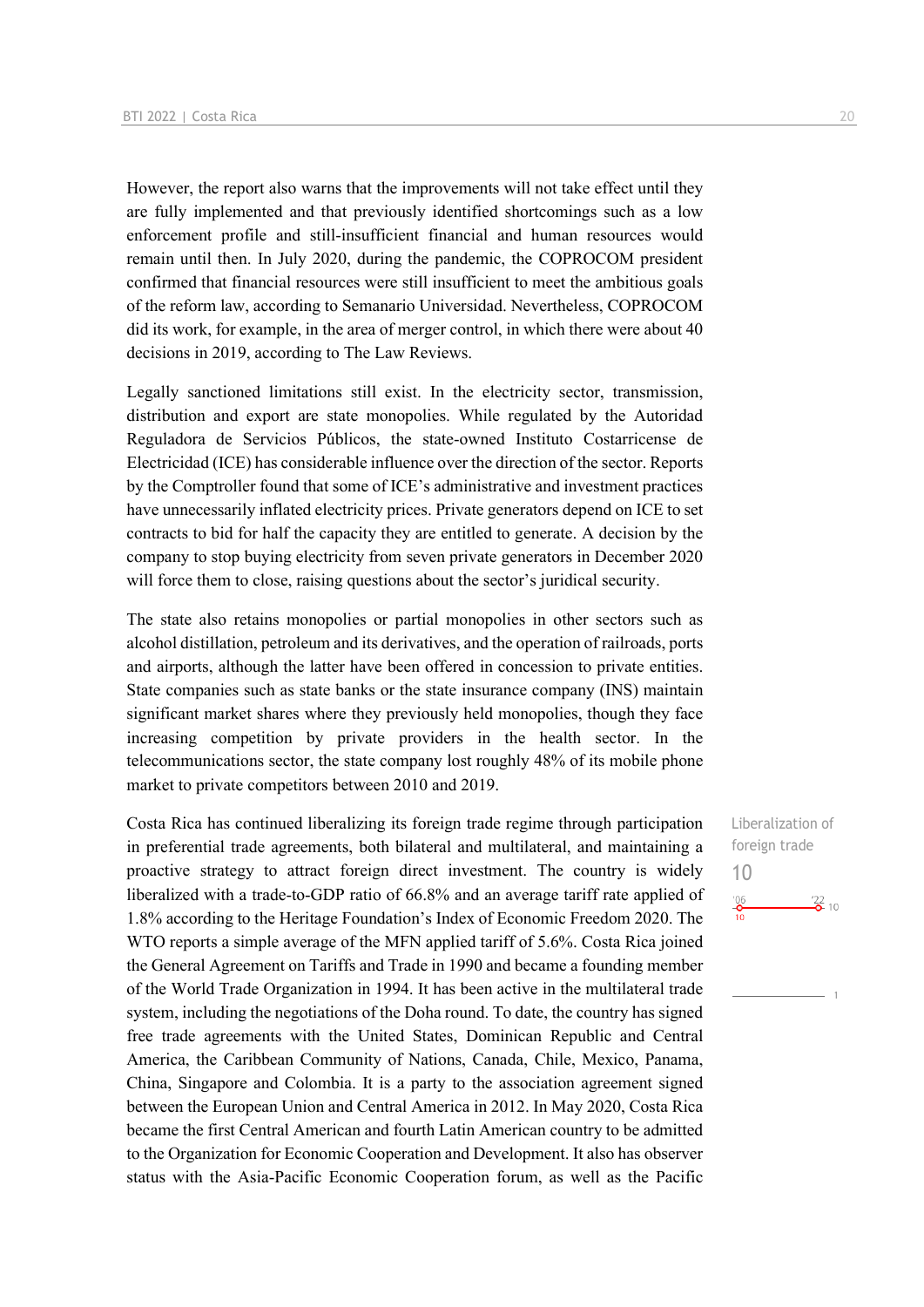However, the report also warns that the improvements will not take effect until they are fully implemented and that previously identified shortcomings such as a low enforcement profile and still-insufficient financial and human resources would remain until then. In July 2020, during the pandemic, the COPROCOM president confirmed that financial resources were still insufficient to meet the ambitious goals of the reform law, according to Semanario Universidad. Nevertheless, COPROCOM did its work, for example, in the area of merger control, in which there were about 40 decisions in 2019, according to The Law Reviews.

Legally sanctioned limitations still exist. In the electricity sector, transmission, distribution and export are state monopolies. While regulated by the Autoridad Reguladora de Servicios Públicos, the state-owned Instituto Costarricense de Electricidad (ICE) has considerable influence over the direction of the sector. Reports by the Comptroller found that some of ICE's administrative and investment practices have unnecessarily inflated electricity prices. Private generators depend on ICE to set contracts to bid for half the capacity they are entitled to generate. A decision by the company to stop buying electricity from seven private generators in December 2020 will force them to close, raising questions about the sector's juridical security.

The state also retains monopolies or partial monopolies in other sectors such as alcohol distillation, petroleum and its derivatives, and the operation of railroads, ports and airports, although the latter have been offered in concession to private entities. State companies such as state banks or the state insurance company (INS) maintain significant market shares where they previously held monopolies, though they face increasing competition by private providers in the health sector. In the telecommunications sector, the state company lost roughly 48% of its mobile phone market to private competitors between 2010 and 2019.

Liberalization of foreign trade

10

'06: 10 — '22: 10

Costa Rica has continued liberalizing its foreign trade regime through participation in preferential trade agreements, both bilateral and multilateral, and maintaining a proactive strategy to attract foreign direct investment. The country is widely liberalized with a trade-to-GDP ratio of 66.8% and an average tariff rate applied of 1.8% according to the Heritage Foundation's Index of Economic Freedom 2020. The WTO reports a simple average of the MFN applied tariff of 5.6%. Costa Rica joined the General Agreement on Tariffs and Trade in 1990 and became a founding member of the World Trade Organization in 1994. It has been active in the multilateral trade system, including the negotiations of the Doha round. To date, the country has signed free trade agreements with the United States, Dominican Republic and Central America, the Caribbean Community of Nations, Canada, Chile, Mexico, Panama, China, Singapore and Colombia. It is a party to the association agreement signed between the European Union and Central America in 2012. In May 2020, Costa Rica became the first Central American and fourth Latin American country to be admitted to the Organization for Economic Cooperation and Development. It also has observer status with the Asia-Pacific Economic Cooperation forum, as well as the Pacific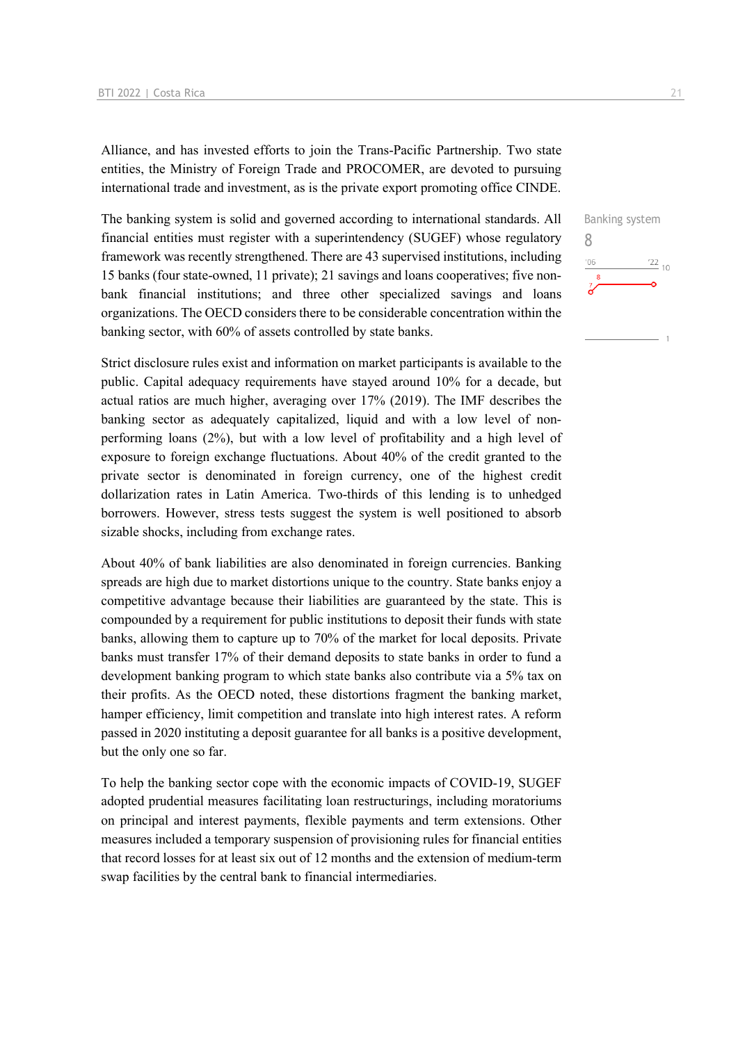Alliance, and has invested efforts to join the Trans-Pacific Partnership. Two state entities, the Ministry of Foreign Trade and PROCOMER, are devoted to pursuing international trade and investment, as is the private export promoting office CINDE.

Banking system
8

The banking system is solid and governed according to international standards. All financial entities must register with a superintendency (SUGEF) whose regulatory framework was recently strengthened. There are 43 supervised institutions, including 15 banks (four state-owned, 11 private); 21 savings and loans cooperatives; five non-bank financial institutions; and three other specialized savings and loans organizations. The OECD considers there to be considerable concentration within the banking sector, with 60% of assets controlled by state banks.

Strict disclosure rules exist and information on market participants is available to the public. Capital adequacy requirements have stayed around 10% for a decade, but actual ratios are much higher, averaging over 17% (2019). The IMF describes the banking sector as adequately capitalized, liquid and with a low level of non-performing loans (2%), but with a low level of profitability and a high level of exposure to foreign exchange fluctuations. About 40% of the credit granted to the private sector is denominated in foreign currency, one of the highest credit dollarization rates in Latin America. Two-thirds of this lending is to unhedged borrowers. However, stress tests suggest the system is well positioned to absorb sizable shocks, including from exchange rates.

About 40% of bank liabilities are also denominated in foreign currencies. Banking spreads are high due to market distortions unique to the country. State banks enjoy a competitive advantage because their liabilities are guaranteed by the state. This is compounded by a requirement for public institutions to deposit their funds with state banks, allowing them to capture up to 70% of the market for local deposits. Private banks must transfer 17% of their demand deposits to state banks in order to fund a development banking program to which state banks also contribute via a 5% tax on their profits. As the OECD noted, these distortions fragment the banking market, hamper efficiency, limit competition and translate into high interest rates. A reform passed in 2020 instituting a deposit guarantee for all banks is a positive development, but the only one so far.

To help the banking sector cope with the economic impacts of COVID-19, SUGEF adopted prudential measures facilitating loan restructurings, including moratoriums on principal and interest payments, flexible payments and term extensions. Other measures included a temporary suspension of provisioning rules for financial entities that record losses for at least six out of 12 months and the extension of medium-term swap facilities by the central bank to financial intermediaries.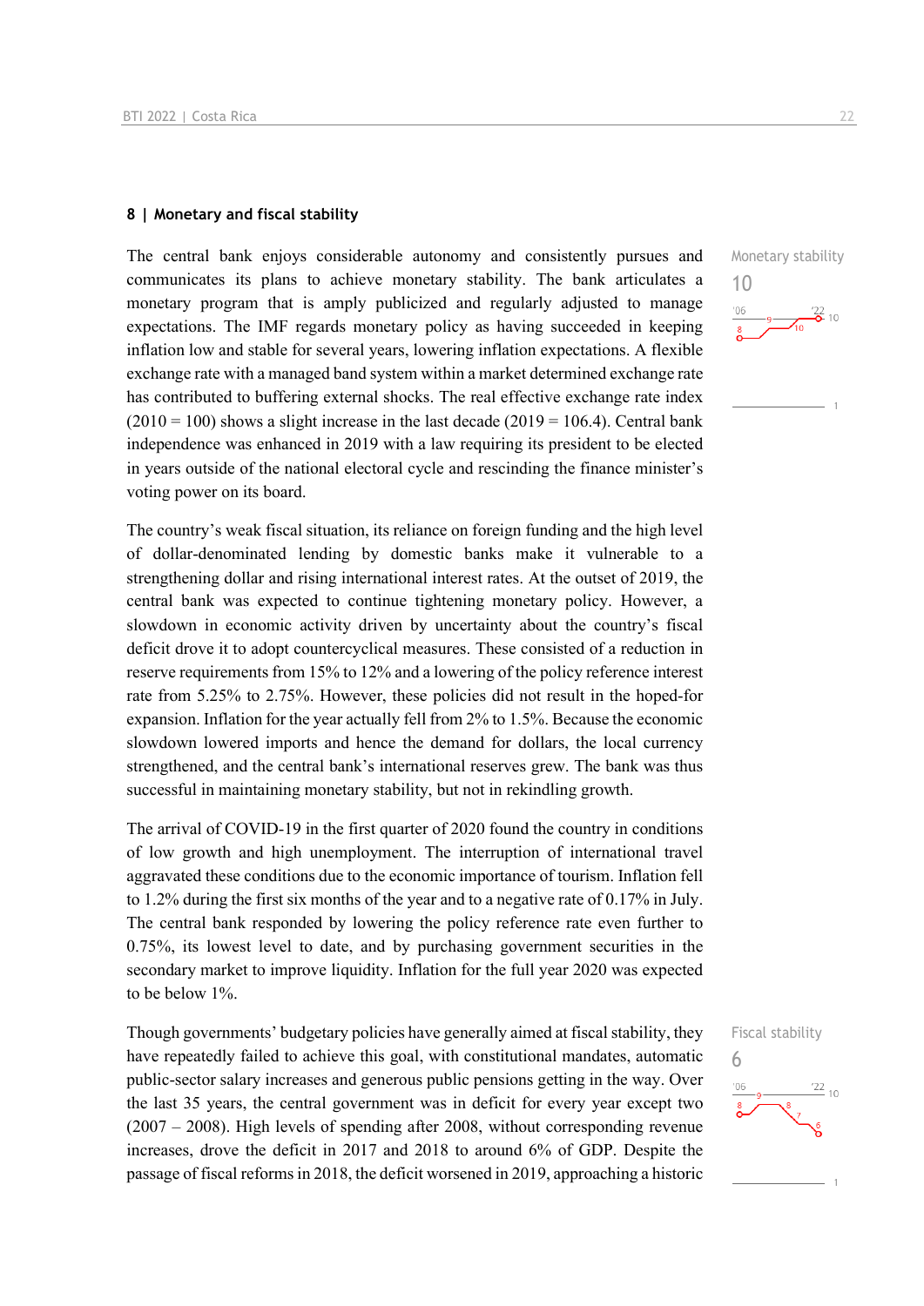## 8 | Monetary and fiscal stability

Monetary stability

10

The central bank enjoys considerable autonomy and consistently pursues and communicates its plans to achieve monetary stability. The bank articulates a monetary program that is amply publicized and regularly adjusted to manage expectations. The IMF regards monetary policy as having succeeded in keeping inflation low and stable for several years, lowering inflation expectations. A flexible exchange rate with a managed band system within a market determined exchange rate has contributed to buffering external shocks. The real effective exchange rate index (2010 = 100) shows a slight increase in the last decade (2019 = 106.4). Central bank independence was enhanced in 2019 with a law requiring its president to be elected in years outside of the national electoral cycle and rescinding the finance minister's voting power on its board.

The country's weak fiscal situation, its reliance on foreign funding and the high level of dollar-denominated lending by domestic banks make it vulnerable to a strengthening dollar and rising international interest rates. At the outset of 2019, the central bank was expected to continue tightening monetary policy. However, a slowdown in economic activity driven by uncertainty about the country's fiscal deficit drove it to adopt countercyclical measures. These consisted of a reduction in reserve requirements from 15% to 12% and a lowering of the policy reference interest rate from 5.25% to 2.75%. However, these policies did not result in the hoped-for expansion. Inflation for the year actually fell from 2% to 1.5%. Because the economic slowdown lowered imports and hence the demand for dollars, the local currency strengthened, and the central bank's international reserves grew. The bank was thus successful in maintaining monetary stability, but not in rekindling growth.

The arrival of COVID-19 in the first quarter of 2020 found the country in conditions of low growth and high unemployment. The interruption of international travel aggravated these conditions due to the economic importance of tourism. Inflation fell to 1.2% during the first six months of the year and to a negative rate of 0.17% in July. The central bank responded by lowering the policy reference rate even further to 0.75%, its lowest level to date, and by purchasing government securities in the secondary market to improve liquidity. Inflation for the full year 2020 was expected to be below 1%.

Fiscal stability

6

Though governments' budgetary policies have generally aimed at fiscal stability, they have repeatedly failed to achieve this goal, with constitutional mandates, automatic public-sector salary increases and generous public pensions getting in the way. Over the last 35 years, the central government was in deficit for every year except two (2007 – 2008). High levels of spending after 2008, without corresponding revenue increases, drove the deficit in 2017 and 2018 to around 6% of GDP. Despite the passage of fiscal reforms in 2018, the deficit worsened in 2019, approaching a historic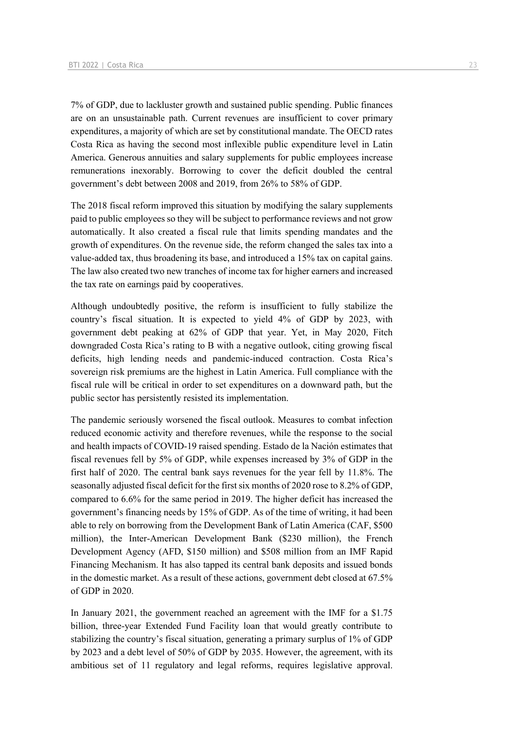7% of GDP, due to lackluster growth and sustained public spending. Public finances are on an unsustainable path. Current revenues are insufficient to cover primary expenditures, a majority of which are set by constitutional mandate. The OECD rates Costa Rica as having the second most inflexible public expenditure level in Latin America. Generous annuities and salary supplements for public employees increase remunerations inexorably. Borrowing to cover the deficit doubled the central government's debt between 2008 and 2019, from 26% to 58% of GDP.

The 2018 fiscal reform improved this situation by modifying the salary supplements paid to public employees so they will be subject to performance reviews and not grow automatically. It also created a fiscal rule that limits spending mandates and the growth of expenditures. On the revenue side, the reform changed the sales tax into a value-added tax, thus broadening its base, and introduced a 15% tax on capital gains. The law also created two new tranches of income tax for higher earners and increased the tax rate on earnings paid by cooperatives.

Although undoubtedly positive, the reform is insufficient to fully stabilize the country's fiscal situation. It is expected to yield 4% of GDP by 2023, with government debt peaking at 62% of GDP that year. Yet, in May 2020, Fitch downgraded Costa Rica's rating to B with a negative outlook, citing growing fiscal deficits, high lending needs and pandemic-induced contraction. Costa Rica's sovereign risk premiums are the highest in Latin America. Full compliance with the fiscal rule will be critical in order to set expenditures on a downward path, but the public sector has persistently resisted its implementation.

The pandemic seriously worsened the fiscal outlook. Measures to combat infection reduced economic activity and therefore revenues, while the response to the social and health impacts of COVID-19 raised spending. Estado de la Nación estimates that fiscal revenues fell by 5% of GDP, while expenses increased by 3% of GDP in the first half of 2020. The central bank says revenues for the year fell by 11.8%. The seasonally adjusted fiscal deficit for the first six months of 2020 rose to 8.2% of GDP, compared to 6.6% for the same period in 2019. The higher deficit has increased the government's financing needs by 15% of GDP. As of the time of writing, it had been able to rely on borrowing from the Development Bank of Latin America (CAF, $500 million), the Inter-American Development Bank ($230 million), the French Development Agency (AFD, $150 million) and $508 million from an IMF Rapid Financing Mechanism. It has also tapped its central bank deposits and issued bonds in the domestic market. As a result of these actions, government debt closed at 67.5% of GDP in 2020.

In January 2021, the government reached an agreement with the IMF for a $1.75 billion, three-year Extended Fund Facility loan that would greatly contribute to stabilizing the country's fiscal situation, generating a primary surplus of 1% of GDP by 2023 and a debt level of 50% of GDP by 2035. However, the agreement, with its ambitious set of 11 regulatory and legal reforms, requires legislative approval.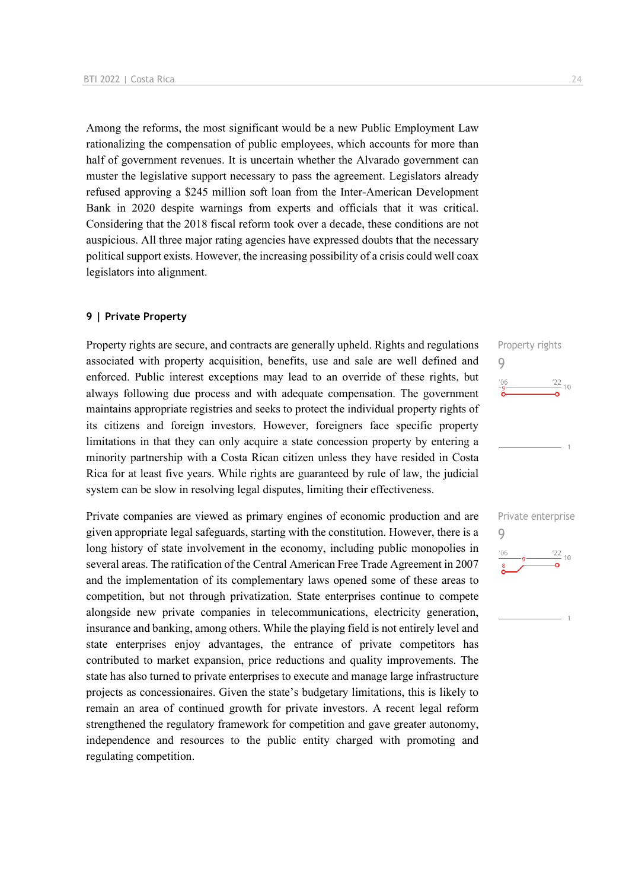Among the reforms, the most significant would be a new Public Employment Law rationalizing the compensation of public employees, which accounts for more than half of government revenues. It is uncertain whether the Alvarado government can muster the legislative support necessary to pass the agreement. Legislators already refused approving a $245 million soft loan from the Inter-American Development Bank in 2020 despite warnings from experts and officials that it was critical. Considering that the 2018 fiscal reform took over a decade, these conditions are not auspicious. All three major rating agencies have expressed doubts that the necessary political support exists. However, the increasing possibility of a crisis could well coax legislators into alignment.

## 9 | Private Property

Property rights
9

Property rights are secure, and contracts are generally upheld. Rights and regulations associated with property acquisition, benefits, use and sale are well defined and enforced. Public interest exceptions may lead to an override of these rights, but always following due process and with adequate compensation. The government maintains appropriate registries and seeks to protect the individual property rights of its citizens and foreign investors. However, foreigners face specific property limitations in that they can only acquire a state concession property by entering a minority partnership with a Costa Rican citizen unless they have resided in Costa Rica for at least five years. While rights are guaranteed by rule of law, the judicial system can be slow in resolving legal disputes, limiting their effectiveness.

Private enterprise
9

Private companies are viewed as primary engines of economic production and are given appropriate legal safeguards, starting with the constitution. However, there is a long history of state involvement in the economy, including public monopolies in several areas. The ratification of the Central American Free Trade Agreement in 2007 and the implementation of its complementary laws opened some of these areas to competition, but not through privatization. State enterprises continue to compete alongside new private companies in telecommunications, electricity generation, insurance and banking, among others. While the playing field is not entirely level and state enterprises enjoy advantages, the entrance of private competitors has contributed to market expansion, price reductions and quality improvements. The state has also turned to private enterprises to execute and manage large infrastructure projects as concessionaires. Given the state's budgetary limitations, this is likely to remain an area of continued growth for private investors. A recent legal reform strengthened the regulatory framework for competition and gave greater autonomy, independence and resources to the public entity charged with promoting and regulating competition.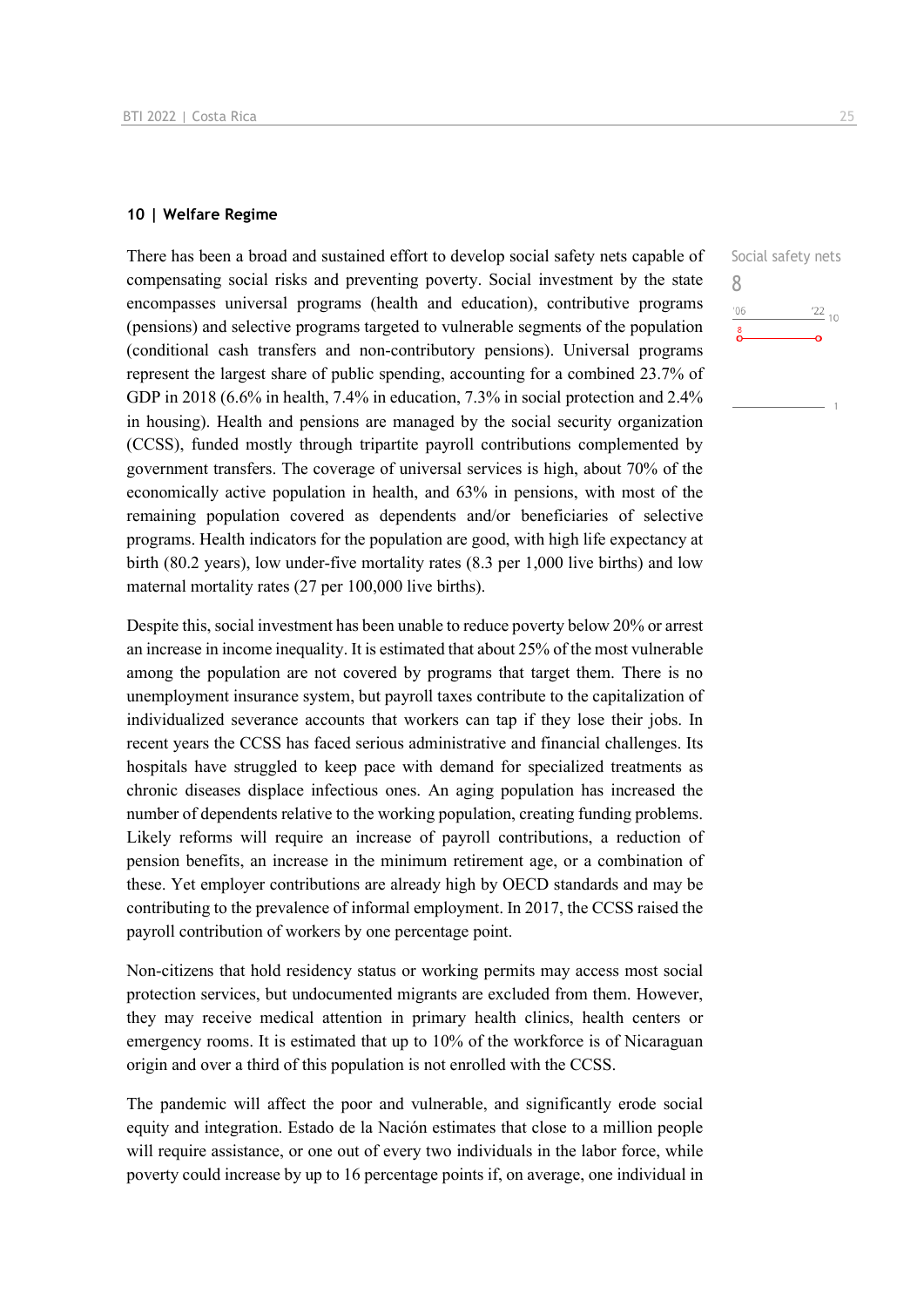## 10 | Welfare Regime

Social safety nets

8

There has been a broad and sustained effort to develop social safety nets capable of compensating social risks and preventing poverty. Social investment by the state encompasses universal programs (health and education), contributive programs (pensions) and selective programs targeted to vulnerable segments of the population (conditional cash transfers and non-contributory pensions). Universal programs represent the largest share of public spending, accounting for a combined 23.7% of GDP in 2018 (6.6% in health, 7.4% in education, 7.3% in social protection and 2.4% in housing). Health and pensions are managed by the social security organization (CCSS), funded mostly through tripartite payroll contributions complemented by government transfers. The coverage of universal services is high, about 70% of the economically active population in health, and 63% in pensions, with most of the remaining population covered as dependents and/or beneficiaries of selective programs. Health indicators for the population are good, with high life expectancy at birth (80.2 years), low under-five mortality rates (8.3 per 1,000 live births) and low maternal mortality rates (27 per 100,000 live births).

Despite this, social investment has been unable to reduce poverty below 20% or arrest an increase in income inequality. It is estimated that about 25% of the most vulnerable among the population are not covered by programs that target them. There is no unemployment insurance system, but payroll taxes contribute to the capitalization of individualized severance accounts that workers can tap if they lose their jobs. In recent years the CCSS has faced serious administrative and financial challenges. Its hospitals have struggled to keep pace with demand for specialized treatments as chronic diseases displace infectious ones. An aging population has increased the number of dependents relative to the working population, creating funding problems. Likely reforms will require an increase of payroll contributions, a reduction of pension benefits, an increase in the minimum retirement age, or a combination of these. Yet employer contributions are already high by OECD standards and may be contributing to the prevalence of informal employment. In 2017, the CCSS raised the payroll contribution of workers by one percentage point.

Non-citizens that hold residency status or working permits may access most social protection services, but undocumented migrants are excluded from them. However, they may receive medical attention in primary health clinics, health centers or emergency rooms. It is estimated that up to 10% of the workforce is of Nicaraguan origin and over a third of this population is not enrolled with the CCSS.

The pandemic will affect the poor and vulnerable, and significantly erode social equity and integration. Estado de la Nación estimates that close to a million people will require assistance, or one out of every two individuals in the labor force, while poverty could increase by up to 16 percentage points if, on average, one individual in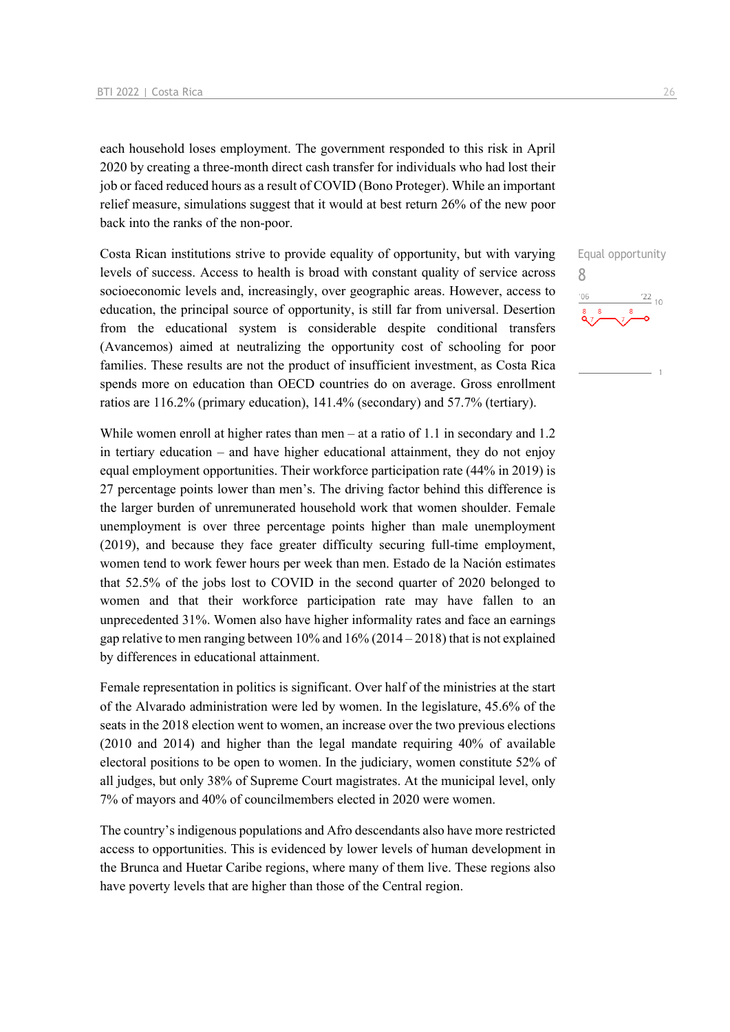each household loses employment. The government responded to this risk in April 2020 by creating a three-month direct cash transfer for individuals who had lost their job or faced reduced hours as a result of COVID (Bono Proteger). While an important relief measure, simulations suggest that it would at best return 26% of the new poor back into the ranks of the non-poor.

Equal opportunity
8

Costa Rican institutions strive to provide equality of opportunity, but with varying levels of success. Access to health is broad with constant quality of service across socioeconomic levels and, increasingly, over geographic areas. However, access to education, the principal source of opportunity, is still far from universal. Desertion from the educational system is considerable despite conditional transfers (Avancemos) aimed at neutralizing the opportunity cost of schooling for poor families. These results are not the product of insufficient investment, as Costa Rica spends more on education than OECD countries do on average. Gross enrollment ratios are 116.2% (primary education), 141.4% (secondary) and 57.7% (tertiary).

While women enroll at higher rates than men – at a ratio of 1.1 in secondary and 1.2 in tertiary education – and have higher educational attainment, they do not enjoy equal employment opportunities. Their workforce participation rate (44% in 2019) is 27 percentage points lower than men's. The driving factor behind this difference is the larger burden of unremunerated household work that women shoulder. Female unemployment is over three percentage points higher than male unemployment (2019), and because they face greater difficulty securing full-time employment, women tend to work fewer hours per week than men. Estado de la Nación estimates that 52.5% of the jobs lost to COVID in the second quarter of 2020 belonged to women and that their workforce participation rate may have fallen to an unprecedented 31%. Women also have higher informality rates and face an earnings gap relative to men ranging between 10% and 16% (2014 – 2018) that is not explained by differences in educational attainment.

Female representation in politics is significant. Over half of the ministries at the start of the Alvarado administration were led by women. In the legislature, 45.6% of the seats in the 2018 election went to women, an increase over the two previous elections (2010 and 2014) and higher than the legal mandate requiring 40% of available electoral positions to be open to women. In the judiciary, women constitute 52% of all judges, but only 38% of Supreme Court magistrates. At the municipal level, only 7% of mayors and 40% of councilmembers elected in 2020 were women.

The country's indigenous populations and Afro descendants also have more restricted access to opportunities. This is evidenced by lower levels of human development in the Brunca and Huetar Caribe regions, where many of them live. These regions also have poverty levels that are higher than those of the Central region.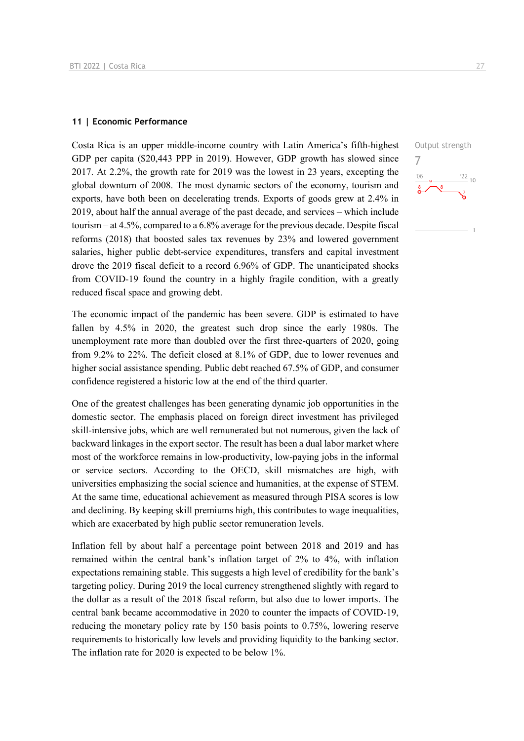## 11 | Economic Performance

Output strength
7

Costa Rica is an upper middle-income country with Latin America's fifth-highest GDP per capita ($20,443 PPP in 2019). However, GDP growth has slowed since 2017. At 2.2%, the growth rate for 2019 was the lowest in 23 years, excepting the global downturn of 2008. The most dynamic sectors of the economy, tourism and exports, have both been on decelerating trends. Exports of goods grew at 2.4% in 2019, about half the annual average of the past decade, and services – which include tourism – at 4.5%, compared to a 6.8% average for the previous decade. Despite fiscal reforms (2018) that boosted sales tax revenues by 23% and lowered government salaries, higher public debt-service expenditures, transfers and capital investment drove the 2019 fiscal deficit to a record 6.96% of GDP. The unanticipated shocks from COVID-19 found the country in a highly fragile condition, with a greatly reduced fiscal space and growing debt.

The economic impact of the pandemic has been severe. GDP is estimated to have fallen by 4.5% in 2020, the greatest such drop since the early 1980s. The unemployment rate more than doubled over the first three-quarters of 2020, going from 9.2% to 22%. The deficit closed at 8.1% of GDP, due to lower revenues and higher social assistance spending. Public debt reached 67.5% of GDP, and consumer confidence registered a historic low at the end of the third quarter.

One of the greatest challenges has been generating dynamic job opportunities in the domestic sector. The emphasis placed on foreign direct investment has privileged skill-intensive jobs, which are well remunerated but not numerous, given the lack of backward linkages in the export sector. The result has been a dual labor market where most of the workforce remains in low-productivity, low-paying jobs in the informal or service sectors. According to the OECD, skill mismatches are high, with universities emphasizing the social science and humanities, at the expense of STEM. At the same time, educational achievement as measured through PISA scores is low and declining. By keeping skill premiums high, this contributes to wage inequalities, which are exacerbated by high public sector remuneration levels.

Inflation fell by about half a percentage point between 2018 and 2019 and has remained within the central bank's inflation target of 2% to 4%, with inflation expectations remaining stable. This suggests a high level of credibility for the bank's targeting policy. During 2019 the local currency strengthened slightly with regard to the dollar as a result of the 2018 fiscal reform, but also due to lower imports. The central bank became accommodative in 2020 to counter the impacts of COVID-19, reducing the monetary policy rate by 150 basis points to 0.75%, lowering reserve requirements to historically low levels and providing liquidity to the banking sector. The inflation rate for 2020 is expected to be below 1%.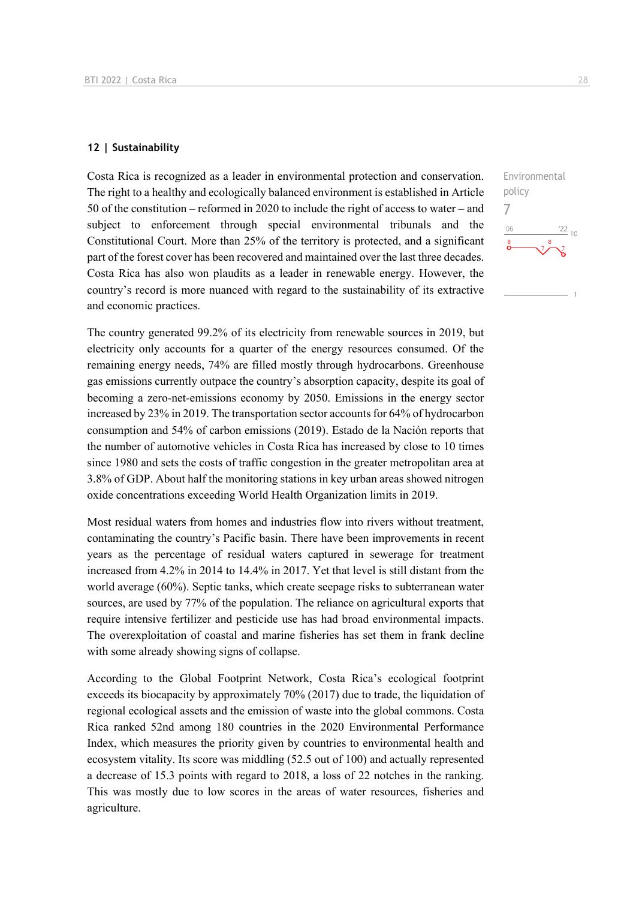## 12 | Sustainability

Environmental policy

7

Costa Rica is recognized as a leader in environmental protection and conservation. The right to a healthy and ecologically balanced environment is established in Article 50 of the constitution – reformed in 2020 to include the right of access to water – and subject to enforcement through special environmental tribunals and the Constitutional Court. More than 25% of the territory is protected, and a significant part of the forest cover has been recovered and maintained over the last three decades. Costa Rica has also won plaudits as a leader in renewable energy. However, the country's record is more nuanced with regard to the sustainability of its extractive and economic practices.

The country generated 99.2% of its electricity from renewable sources in 2019, but electricity only accounts for a quarter of the energy resources consumed. Of the remaining energy needs, 74% are filled mostly through hydrocarbons. Greenhouse gas emissions currently outpace the country's absorption capacity, despite its goal of becoming a zero-net-emissions economy by 2050. Emissions in the energy sector increased by 23% in 2019. The transportation sector accounts for 64% of hydrocarbon consumption and 54% of carbon emissions (2019). Estado de la Nación reports that the number of automotive vehicles in Costa Rica has increased by close to 10 times since 1980 and sets the costs of traffic congestion in the greater metropolitan area at 3.8% of GDP. About half the monitoring stations in key urban areas showed nitrogen oxide concentrations exceeding World Health Organization limits in 2019.

Most residual waters from homes and industries flow into rivers without treatment, contaminating the country's Pacific basin. There have been improvements in recent years as the percentage of residual waters captured in sewerage for treatment increased from 4.2% in 2014 to 14.4% in 2017. Yet that level is still distant from the world average (60%). Septic tanks, which create seepage risks to subterranean water sources, are used by 77% of the population. The reliance on agricultural exports that require intensive fertilizer and pesticide use has had broad environmental impacts. The overexploitation of coastal and marine fisheries has set them in frank decline with some already showing signs of collapse.

According to the Global Footprint Network, Costa Rica's ecological footprint exceeds its biocapacity by approximately 70% (2017) due to trade, the liquidation of regional ecological assets and the emission of waste into the global commons. Costa Rica ranked 52nd among 180 countries in the 2020 Environmental Performance Index, which measures the priority given by countries to environmental health and ecosystem vitality. Its score was middling (52.5 out of 100) and actually represented a decrease of 15.3 points with regard to 2018, a loss of 22 notches in the ranking. This was mostly due to low scores in the areas of water resources, fisheries and agriculture.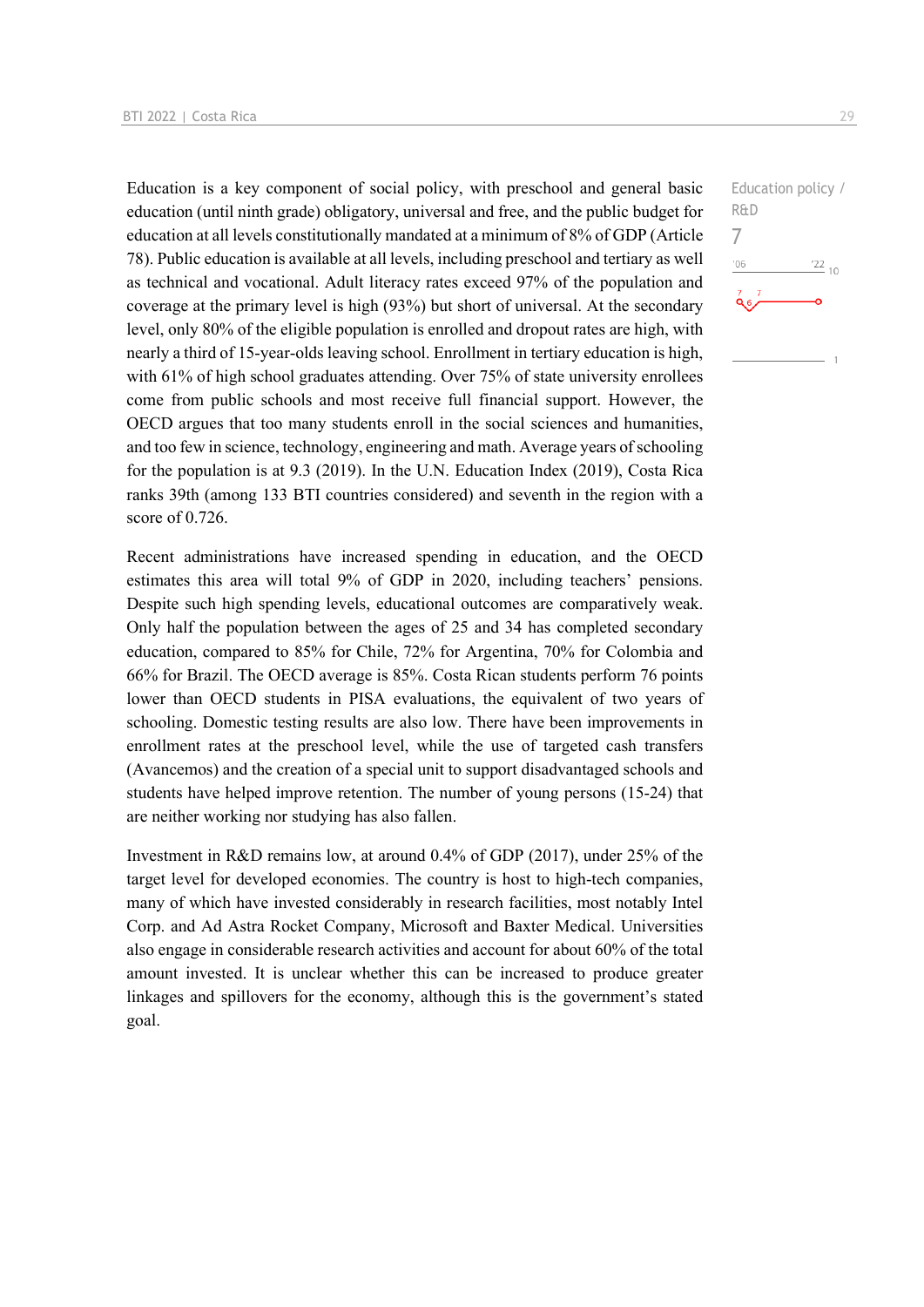Education policy / R&D

7

Education is a key component of social policy, with preschool and general basic education (until ninth grade) obligatory, universal and free, and the public budget for education at all levels constitutionally mandated at a minimum of 8% of GDP (Article 78). Public education is available at all levels, including preschool and tertiary as well as technical and vocational. Adult literacy rates exceed 97% of the population and coverage at the primary level is high (93%) but short of universal. At the secondary level, only 80% of the eligible population is enrolled and dropout rates are high, with nearly a third of 15-year-olds leaving school. Enrollment in tertiary education is high, with 61% of high school graduates attending. Over 75% of state university enrollees come from public schools and most receive full financial support. However, the OECD argues that too many students enroll in the social sciences and humanities, and too few in science, technology, engineering and math. Average years of schooling for the population is at 9.3 (2019). In the U.N. Education Index (2019), Costa Rica ranks 39th (among 133 BTI countries considered) and seventh in the region with a score of 0.726.

Recent administrations have increased spending in education, and the OECD estimates this area will total 9% of GDP in 2020, including teachers' pensions. Despite such high spending levels, educational outcomes are comparatively weak. Only half the population between the ages of 25 and 34 has completed secondary education, compared to 85% for Chile, 72% for Argentina, 70% for Colombia and 66% for Brazil. The OECD average is 85%. Costa Rican students perform 76 points lower than OECD students in PISA evaluations, the equivalent of two years of schooling. Domestic testing results are also low. There have been improvements in enrollment rates at the preschool level, while the use of targeted cash transfers (Avancemos) and the creation of a special unit to support disadvantaged schools and students have helped improve retention. The number of young persons (15-24) that are neither working nor studying has also fallen.

Investment in R&D remains low, at around 0.4% of GDP (2017), under 25% of the target level for developed economies. The country is host to high-tech companies, many of which have invested considerably in research facilities, most notably Intel Corp. and Ad Astra Rocket Company, Microsoft and Baxter Medical. Universities also engage in considerable research activities and account for about 60% of the total amount invested. It is unclear whether this can be increased to produce greater linkages and spillovers for the economy, although this is the government's stated goal.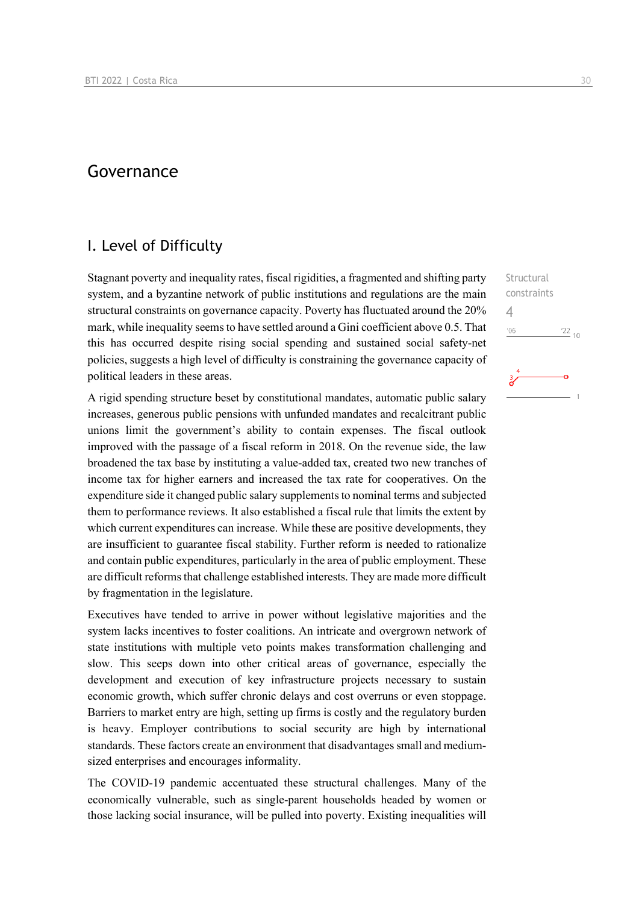# Governance

## I. Level of Difficulty

Structural constraints

4

Stagnant poverty and inequality rates, fiscal rigidities, a fragmented and shifting party system, and a byzantine network of public institutions and regulations are the main structural constraints on governance capacity. Poverty has fluctuated around the 20% mark, while inequality seems to have settled around a Gini coefficient above 0.5. That this has occurred despite rising social spending and sustained social safety-net policies, suggests a high level of difficulty is constraining the governance capacity of political leaders in these areas.

A rigid spending structure beset by constitutional mandates, automatic public salary increases, generous public pensions with unfunded mandates and recalcitrant public unions limit the government's ability to contain expenses. The fiscal outlook improved with the passage of a fiscal reform in 2018. On the revenue side, the law broadened the tax base by instituting a value-added tax, created two new tranches of income tax for higher earners and increased the tax rate for cooperatives. On the expenditure side it changed public salary supplements to nominal terms and subjected them to performance reviews. It also established a fiscal rule that limits the extent by which current expenditures can increase. While these are positive developments, they are insufficient to guarantee fiscal stability. Further reform is needed to rationalize and contain public expenditures, particularly in the area of public employment. These are difficult reforms that challenge established interests. They are made more difficult by fragmentation in the legislature.

Executives have tended to arrive in power without legislative majorities and the system lacks incentives to foster coalitions. An intricate and overgrown network of state institutions with multiple veto points makes transformation challenging and slow. This seeps down into other critical areas of governance, especially the development and execution of key infrastructure projects necessary to sustain economic growth, which suffer chronic delays and cost overruns or even stoppage. Barriers to market entry are high, setting up firms is costly and the regulatory burden is heavy. Employer contributions to social security are high by international standards. These factors create an environment that disadvantages small and medium-sized enterprises and encourages informality.

The COVID-19 pandemic accentuated these structural challenges. Many of the economically vulnerable, such as single-parent households headed by women or those lacking social insurance, will be pulled into poverty. Existing inequalities will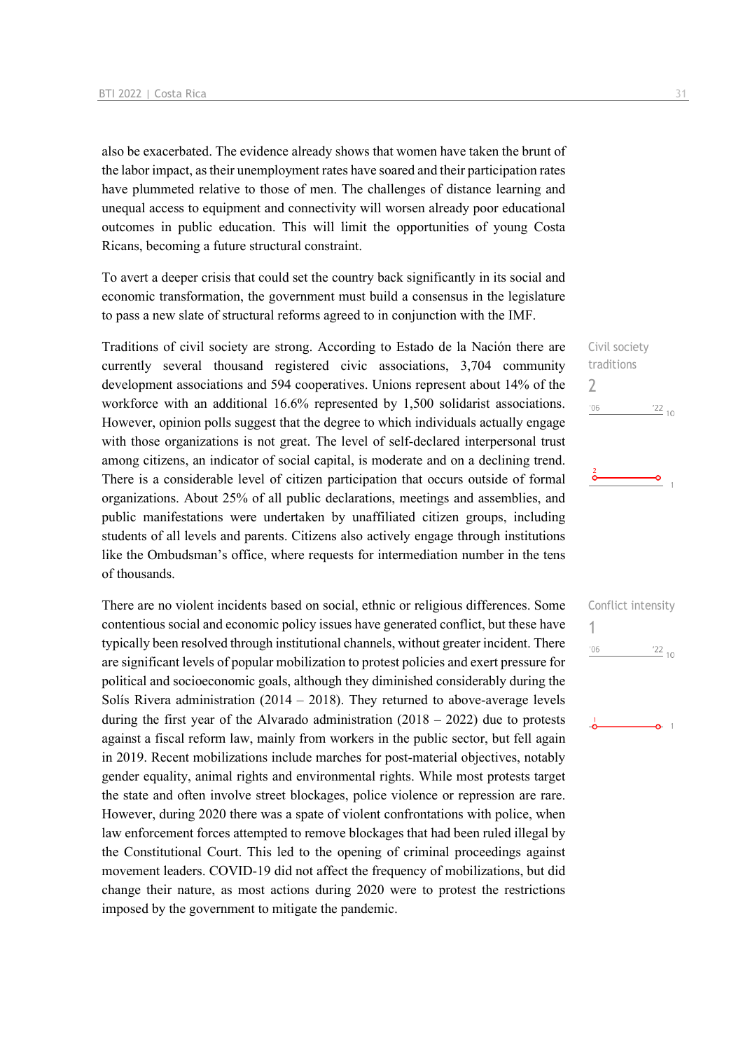also be exacerbated. The evidence already shows that women have taken the brunt of the labor impact, as their unemployment rates have soared and their participation rates have plummeted relative to those of men. The challenges of distance learning and unequal access to equipment and connectivity will worsen already poor educational outcomes in public education. This will limit the opportunities of young Costa Ricans, becoming a future structural constraint.

To avert a deeper crisis that could set the country back significantly in its social and economic transformation, the government must build a consensus in the legislature to pass a new slate of structural reforms agreed to in conjunction with the IMF.

Civil society traditions
2

Traditions of civil society are strong. According to Estado de la Nación there are currently several thousand registered civic associations, 3,704 community development associations and 594 cooperatives. Unions represent about 14% of the workforce with an additional 16.6% represented by 1,500 solidarist associations. However, opinion polls suggest that the degree to which individuals actually engage with those organizations is not great. The level of self-declared interpersonal trust among citizens, an indicator of social capital, is moderate and on a declining trend. There is a considerable level of citizen participation that occurs outside of formal organizations. About 25% of all public declarations, meetings and assemblies, and public manifestations were undertaken by unaffiliated citizen groups, including students of all levels and parents. Citizens also actively engage through institutions like the Ombudsman's office, where requests for intermediation number in the tens of thousands.

Conflict intensity
1

There are no violent incidents based on social, ethnic or religious differences. Some contentious social and economic policy issues have generated conflict, but these have typically been resolved through institutional channels, without greater incident. There are significant levels of popular mobilization to protest policies and exert pressure for political and socioeconomic goals, although they diminished considerably during the Solís Rivera administration (2014 – 2018). They returned to above-average levels during the first year of the Alvarado administration (2018 – 2022) due to protests against a fiscal reform law, mainly from workers in the public sector, but fell again in 2019. Recent mobilizations include marches for post-material objectives, notably gender equality, animal rights and environmental rights. While most protests target the state and often involve street blockages, police violence or repression are rare. However, during 2020 there was a spate of violent confrontations with police, when law enforcement forces attempted to remove blockages that had been ruled illegal by the Constitutional Court. This led to the opening of criminal proceedings against movement leaders. COVID-19 did not affect the frequency of mobilizations, but did change their nature, as most actions during 2020 were to protest the restrictions imposed by the government to mitigate the pandemic.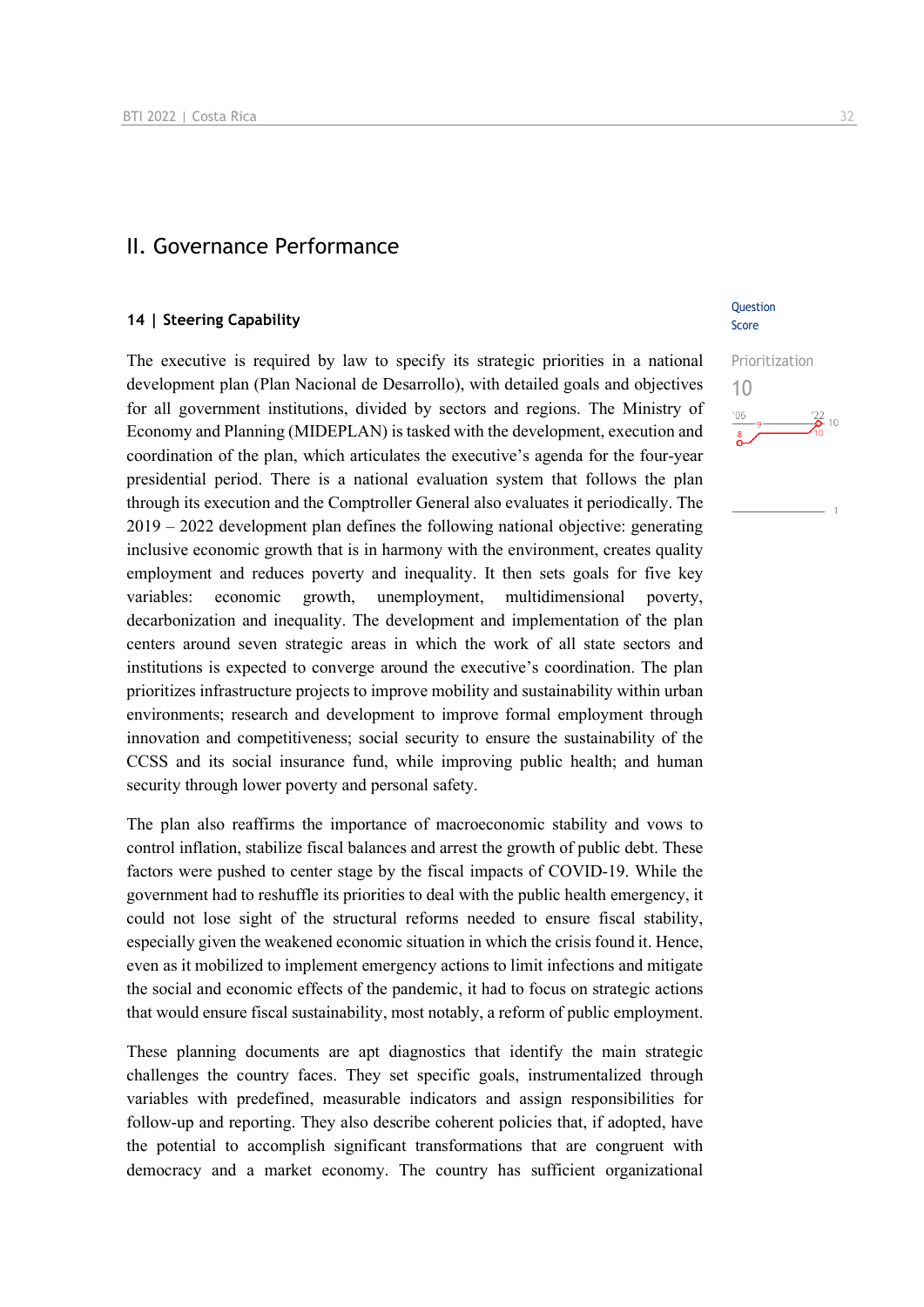## II. Governance Performance

### 14 | Steering Capability

Question Score

Prioritization

10

The executive is required by law to specify its strategic priorities in a national development plan (Plan Nacional de Desarrollo), with detailed goals and objectives for all government institutions, divided by sectors and regions. The Ministry of Economy and Planning (MIDEPLAN) is tasked with the development, execution and coordination of the plan, which articulates the executive's agenda for the four-year presidential period. There is a national evaluation system that follows the plan through its execution and the Comptroller General also evaluates it periodically. The 2019 – 2022 development plan defines the following national objective: generating inclusive economic growth that is in harmony with the environment, creates quality employment and reduces poverty and inequality. It then sets goals for five key variables: economic growth, unemployment, multidimensional poverty, decarbonization and inequality. The development and implementation of the plan centers around seven strategic areas in which the work of all state sectors and institutions is expected to converge around the executive's coordination. The plan prioritizes infrastructure projects to improve mobility and sustainability within urban environments; research and development to improve formal employment through innovation and competitiveness; social security to ensure the sustainability of the CCSS and its social insurance fund, while improving public health; and human security through lower poverty and personal safety.

The plan also reaffirms the importance of macroeconomic stability and vows to control inflation, stabilize fiscal balances and arrest the growth of public debt. These factors were pushed to center stage by the fiscal impacts of COVID-19. While the government had to reshuffle its priorities to deal with the public health emergency, it could not lose sight of the structural reforms needed to ensure fiscal stability, especially given the weakened economic situation in which the crisis found it. Hence, even as it mobilized to implement emergency actions to limit infections and mitigate the social and economic effects of the pandemic, it had to focus on strategic actions that would ensure fiscal sustainability, most notably, a reform of public employment.

These planning documents are apt diagnostics that identify the main strategic challenges the country faces. They set specific goals, instrumentalized through variables with predefined, measurable indicators and assign responsibilities for follow-up and reporting. They also describe coherent policies that, if adopted, have the potential to accomplish significant transformations that are congruent with democracy and a market economy. The country has sufficient organizational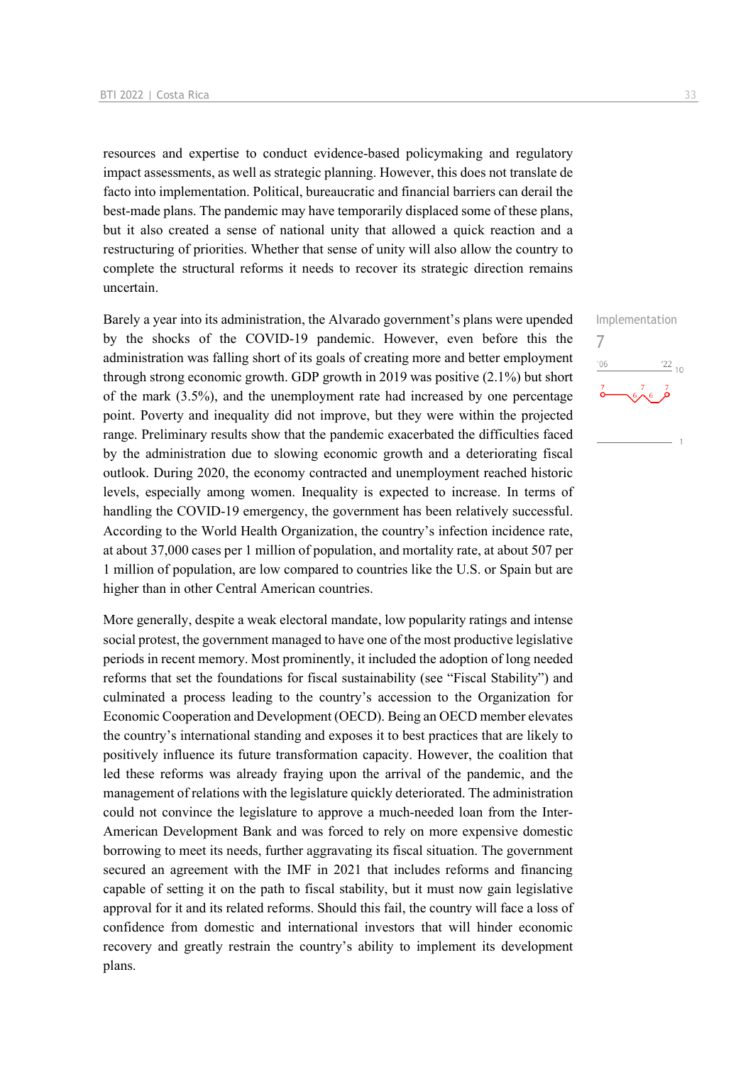resources and expertise to conduct evidence-based policymaking and regulatory impact assessments, as well as strategic planning. However, this does not translate de facto into implementation. Political, bureaucratic and financial barriers can derail the best-made plans. The pandemic may have temporarily displaced some of these plans, but it also created a sense of national unity that allowed a quick reaction and a restructuring of priorities. Whether that sense of unity will also allow the country to complete the structural reforms it needs to recover its strategic direction remains uncertain.

Implementation
7

Barely a year into its administration, the Alvarado government's plans were upended by the shocks of the COVID-19 pandemic. However, even before this the administration was falling short of its goals of creating more and better employment through strong economic growth. GDP growth in 2019 was positive (2.1%) but short of the mark (3.5%), and the unemployment rate had increased by one percentage point. Poverty and inequality did not improve, but they were within the projected range. Preliminary results show that the pandemic exacerbated the difficulties faced by the administration due to slowing economic growth and a deteriorating fiscal outlook. During 2020, the economy contracted and unemployment reached historic levels, especially among women. Inequality is expected to increase. In terms of handling the COVID-19 emergency, the government has been relatively successful. According to the World Health Organization, the country's infection incidence rate, at about 37,000 cases per 1 million of population, and mortality rate, at about 507 per 1 million of population, are low compared to countries like the U.S. or Spain but are higher than in other Central American countries.

More generally, despite a weak electoral mandate, low popularity ratings and intense social protest, the government managed to have one of the most productive legislative periods in recent memory. Most prominently, it included the adoption of long needed reforms that set the foundations for fiscal sustainability (see "Fiscal Stability") and culminated a process leading to the country's accession to the Organization for Economic Cooperation and Development (OECD). Being an OECD member elevates the country's international standing and exposes it to best practices that are likely to positively influence its future transformation capacity. However, the coalition that led these reforms was already fraying upon the arrival of the pandemic, and the management of relations with the legislature quickly deteriorated. The administration could not convince the legislature to approve a much-needed loan from the Inter-American Development Bank and was forced to rely on more expensive domestic borrowing to meet its needs, further aggravating its fiscal situation. The government secured an agreement with the IMF in 2021 that includes reforms and financing capable of setting it on the path to fiscal stability, but it must now gain legislative approval for it and its related reforms. Should this fail, the country will face a loss of confidence from domestic and international investors that will hinder economic recovery and greatly restrain the country's ability to implement its development plans.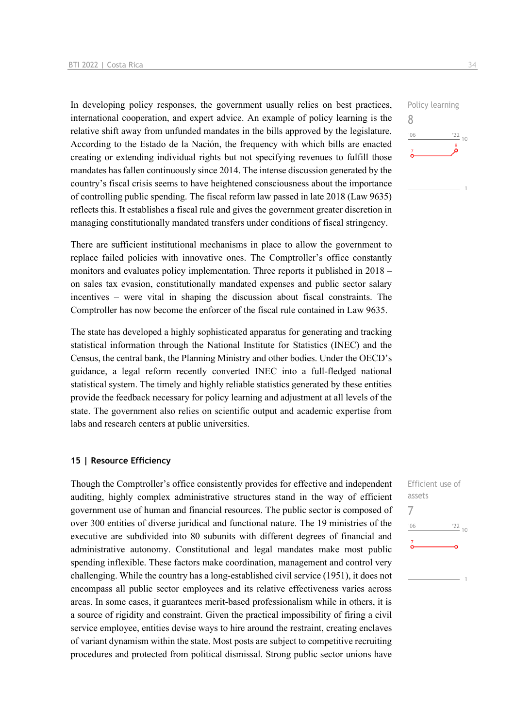In developing policy responses, the government usually relies on best practices, international cooperation, and expert advice. An example of policy learning is the relative shift away from unfunded mandates in the bills approved by the legislature. According to the Estado de la Nación, the frequency with which bills are enacted creating or extending individual rights but not specifying revenues to fulfill those mandates has fallen continuously since 2014. The intense discussion generated by the country's fiscal crisis seems to have heightened consciousness about the importance of controlling public spending. The fiscal reform law passed in late 2018 (Law 9635) reflects this. It establishes a fiscal rule and gives the government greater discretion in managing constitutionally mandated transfers under conditions of fiscal stringency.

Policy learning
8

There are sufficient institutional mechanisms in place to allow the government to replace failed policies with innovative ones. The Comptroller's office constantly monitors and evaluates policy implementation. Three reports it published in 2018 – on sales tax evasion, constitutionally mandated expenses and public sector salary incentives – were vital in shaping the discussion about fiscal constraints. The Comptroller has now become the enforcer of the fiscal rule contained in Law 9635.

The state has developed a highly sophisticated apparatus for generating and tracking statistical information through the National Institute for Statistics (INEC) and the Census, the central bank, the Planning Ministry and other bodies. Under the OECD's guidance, a legal reform recently converted INEC into a full-fledged national statistical system. The timely and highly reliable statistics generated by these entities provide the feedback necessary for policy learning and adjustment at all levels of the state. The government also relies on scientific output and academic expertise from labs and research centers at public universities.

## 15 | Resource Efficiency

Though the Comptroller's office consistently provides for effective and independent auditing, highly complex administrative structures stand in the way of efficient government use of human and financial resources. The public sector is composed of over 300 entities of diverse juridical and functional nature. The 19 ministries of the executive are subdivided into 80 subunits with different degrees of financial and administrative autonomy. Constitutional and legal mandates make most public spending inflexible. These factors make coordination, management and control very challenging. While the country has a long-established civil service (1951), it does not encompass all public sector employees and its relative effectiveness varies across areas. In some cases, it guarantees merit-based professionalism while in others, it is a source of rigidity and constraint. Given the practical impossibility of firing a civil service employee, entities devise ways to hire around the restraint, creating enclaves of variant dynamism within the state. Most posts are subject to competitive recruiting procedures and protected from political dismissal. Strong public sector unions have

Efficient use of assets
7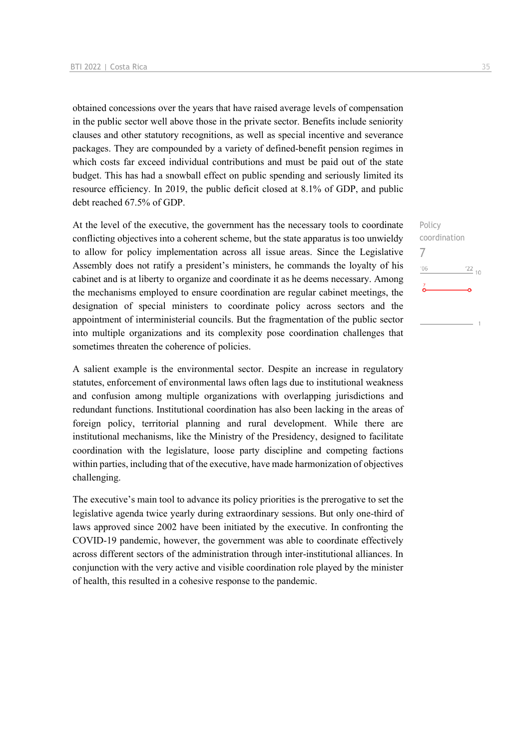obtained concessions over the years that have raised average levels of compensation in the public sector well above those in the private sector. Benefits include seniority clauses and other statutory recognitions, as well as special incentive and severance packages. They are compounded by a variety of defined-benefit pension regimes in which costs far exceed individual contributions and must be paid out of the state budget. This has had a snowball effect on public spending and seriously limited its resource efficiency. In 2019, the public deficit closed at 8.1% of GDP, and public debt reached 67.5% of GDP.

Policy coordination
7

At the level of the executive, the government has the necessary tools to coordinate conflicting objectives into a coherent scheme, but the state apparatus is too unwieldy to allow for policy implementation across all issue areas. Since the Legislative Assembly does not ratify a president's ministers, he commands the loyalty of his cabinet and is at liberty to organize and coordinate it as he deems necessary. Among the mechanisms employed to ensure coordination are regular cabinet meetings, the designation of special ministers to coordinate policy across sectors and the appointment of interministerial councils. But the fragmentation of the public sector into multiple organizations and its complexity pose coordination challenges that sometimes threaten the coherence of policies.

A salient example is the environmental sector. Despite an increase in regulatory statutes, enforcement of environmental laws often lags due to institutional weakness and confusion among multiple organizations with overlapping jurisdictions and redundant functions. Institutional coordination has also been lacking in the areas of foreign policy, territorial planning and rural development. While there are institutional mechanisms, like the Ministry of the Presidency, designed to facilitate coordination with the legislature, loose party discipline and competing factions within parties, including that of the executive, have made harmonization of objectives challenging.

The executive's main tool to advance its policy priorities is the prerogative to set the legislative agenda twice yearly during extraordinary sessions. But only one-third of laws approved since 2002 have been initiated by the executive. In confronting the COVID-19 pandemic, however, the government was able to coordinate effectively across different sectors of the administration through inter-institutional alliances. In conjunction with the very active and visible coordination role played by the minister of health, this resulted in a cohesive response to the pandemic.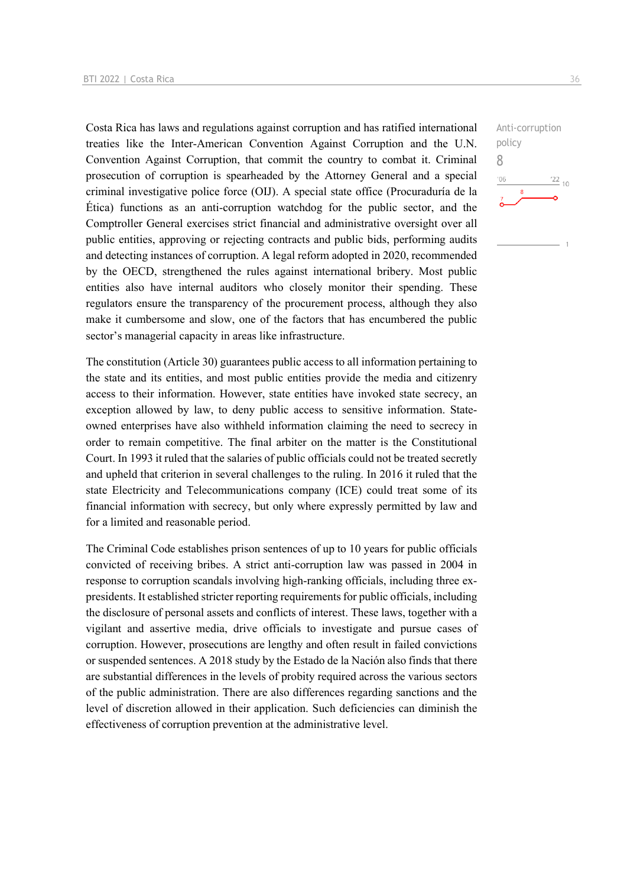Costa Rica has laws and regulations against corruption and has ratified international treaties like the Inter-American Convention Against Corruption and the U.N. Convention Against Corruption, that commit the country to combat it. Criminal prosecution of corruption is spearheaded by the Attorney General and a special criminal investigative police force (OIJ). A special state office (Procuraduría de la Ética) functions as an anti-corruption watchdog for the public sector, and the Comptroller General exercises strict financial and administrative oversight over all public entities, approving or rejecting contracts and public bids, performing audits and detecting instances of corruption. A legal reform adopted in 2020, recommended by the OECD, strengthened the rules against international bribery. Most public entities also have internal auditors who closely monitor their spending. These regulators ensure the transparency of the procurement process, although they also make it cumbersome and slow, one of the factors that has encumbered the public sector's managerial capacity in areas like infrastructure.

Anti-corruption policy
8

The constitution (Article 30) guarantees public access to all information pertaining to the state and its entities, and most public entities provide the media and citizenry access to their information. However, state entities have invoked state secrecy, an exception allowed by law, to deny public access to sensitive information. State-owned enterprises have also withheld information claiming the need to secrecy in order to remain competitive. The final arbiter on the matter is the Constitutional Court. In 1993 it ruled that the salaries of public officials could not be treated secretly and upheld that criterion in several challenges to the ruling. In 2016 it ruled that the state Electricity and Telecommunications company (ICE) could treat some of its financial information with secrecy, but only where expressly permitted by law and for a limited and reasonable period.

The Criminal Code establishes prison sentences of up to 10 years for public officials convicted of receiving bribes. A strict anti-corruption law was passed in 2004 in response to corruption scandals involving high-ranking officials, including three ex-presidents. It established stricter reporting requirements for public officials, including the disclosure of personal assets and conflicts of interest. These laws, together with a vigilant and assertive media, drive officials to investigate and pursue cases of corruption. However, prosecutions are lengthy and often result in failed convictions or suspended sentences. A 2018 study by the Estado de la Nación also finds that there are substantial differences in the levels of probity required across the various sectors of the public administration. There are also differences regarding sanctions and the level of discretion allowed in their application. Such deficiencies can diminish the effectiveness of corruption prevention at the administrative level.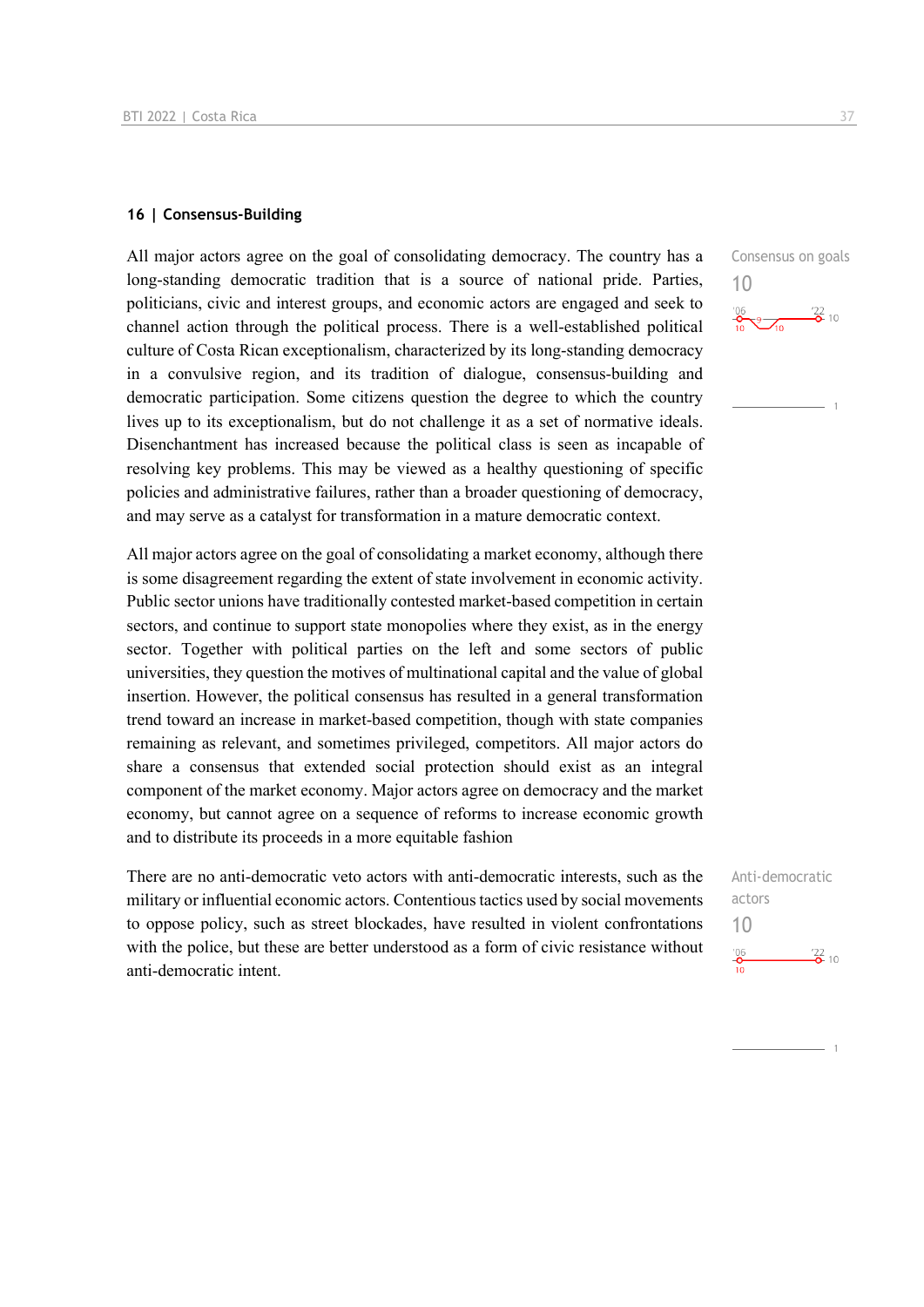## 16 | Consensus-Building

Consensus on goals

10

All major actors agree on the goal of consolidating democracy. The country has a long-standing democratic tradition that is a source of national pride. Parties, politicians, civic and interest groups, and economic actors are engaged and seek to channel action through the political process. There is a well-established political culture of Costa Rican exceptionalism, characterized by its long-standing democracy in a convulsive region, and its tradition of dialogue, consensus-building and democratic participation. Some citizens question the degree to which the country lives up to its exceptionalism, but do not challenge it as a set of normative ideals. Disenchantment has increased because the political class is seen as incapable of resolving key problems. This may be viewed as a healthy questioning of specific policies and administrative failures, rather than a broader questioning of democracy, and may serve as a catalyst for transformation in a mature democratic context.

All major actors agree on the goal of consolidating a market economy, although there is some disagreement regarding the extent of state involvement in economic activity. Public sector unions have traditionally contested market-based competition in certain sectors, and continue to support state monopolies where they exist, as in the energy sector. Together with political parties on the left and some sectors of public universities, they question the motives of multinational capital and the value of global insertion. However, the political consensus has resulted in a general transformation trend toward an increase in market-based competition, though with state companies remaining as relevant, and sometimes privileged, competitors. All major actors do share a consensus that extended social protection should exist as an integral component of the market economy. Major actors agree on democracy and the market economy, but cannot agree on a sequence of reforms to increase economic growth and to distribute its proceeds in a more equitable fashion

Anti-democratic actors

10

There are no anti-democratic veto actors with anti-democratic interests, such as the military or influential economic actors. Contentious tactics used by social movements to oppose policy, such as street blockades, have resulted in violent confrontations with the police, but these are better understood as a form of civic resistance without anti-democratic intent.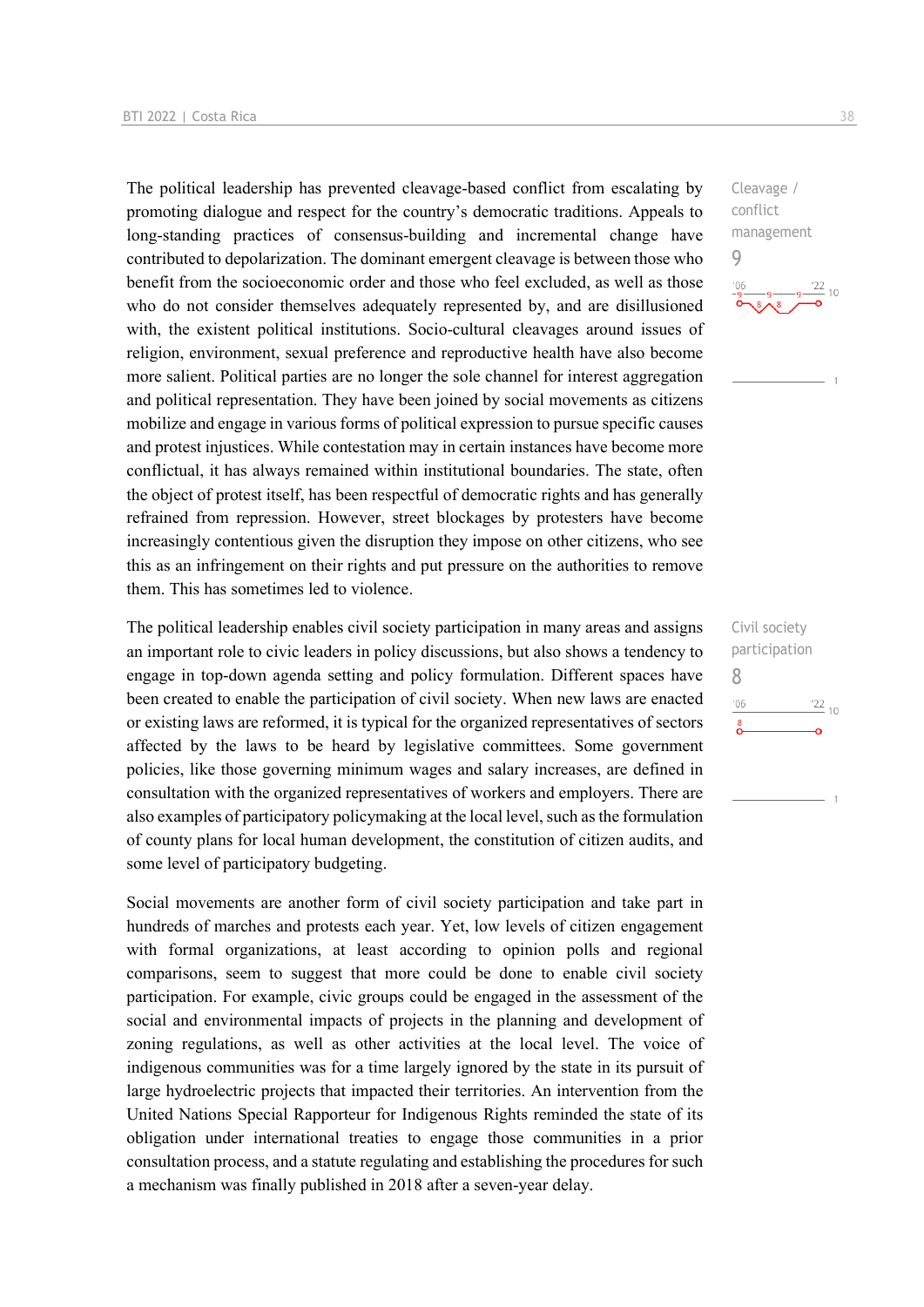The political leadership has prevented cleavage-based conflict from escalating by promoting dialogue and respect for the country's democratic traditions. Appeals to long-standing practices of consensus-building and incremental change have contributed to depolarization. The dominant emergent cleavage is between those who benefit from the socioeconomic order and those who feel excluded, as well as those who do not consider themselves adequately represented by, and are disillusioned with, the existent political institutions. Socio-cultural cleavages around issues of religion, environment, sexual preference and reproductive health have also become more salient. Political parties are no longer the sole channel for interest aggregation and political representation. They have been joined by social movements as citizens mobilize and engage in various forms of political expression to pursue specific causes and protest injustices. While contestation may in certain instances have become more conflictual, it has always remained within institutional boundaries. The state, often the object of protest itself, has been respectful of democratic rights and has generally refrained from repression. However, street blockages by protesters have become increasingly contentious given the disruption they impose on other citizens, who see this as an infringement on their rights and put pressure on the authorities to remove them. This has sometimes led to violence.

Cleavage / conflict management
9

The political leadership enables civil society participation in many areas and assigns an important role to civic leaders in policy discussions, but also shows a tendency to engage in top-down agenda setting and policy formulation. Different spaces have been created to enable the participation of civil society. When new laws are enacted or existing laws are reformed, it is typical for the organized representatives of sectors affected by the laws to be heard by legislative committees. Some government policies, like those governing minimum wages and salary increases, are defined in consultation with the organized representatives of workers and employers. There are also examples of participatory policymaking at the local level, such as the formulation of county plans for local human development, the constitution of citizen audits, and some level of participatory budgeting.

Civil society participation
8

Social movements are another form of civil society participation and take part in hundreds of marches and protests each year. Yet, low levels of citizen engagement with formal organizations, at least according to opinion polls and regional comparisons, seem to suggest that more could be done to enable civil society participation. For example, civic groups could be engaged in the assessment of the social and environmental impacts of projects in the planning and development of zoning regulations, as well as other activities at the local level. The voice of indigenous communities was for a time largely ignored by the state in its pursuit of large hydroelectric projects that impacted their territories. An intervention from the United Nations Special Rapporteur for Indigenous Rights reminded the state of its obligation under international treaties to engage those communities in a prior consultation process, and a statute regulating and establishing the procedures for such a mechanism was finally published in 2018 after a seven-year delay.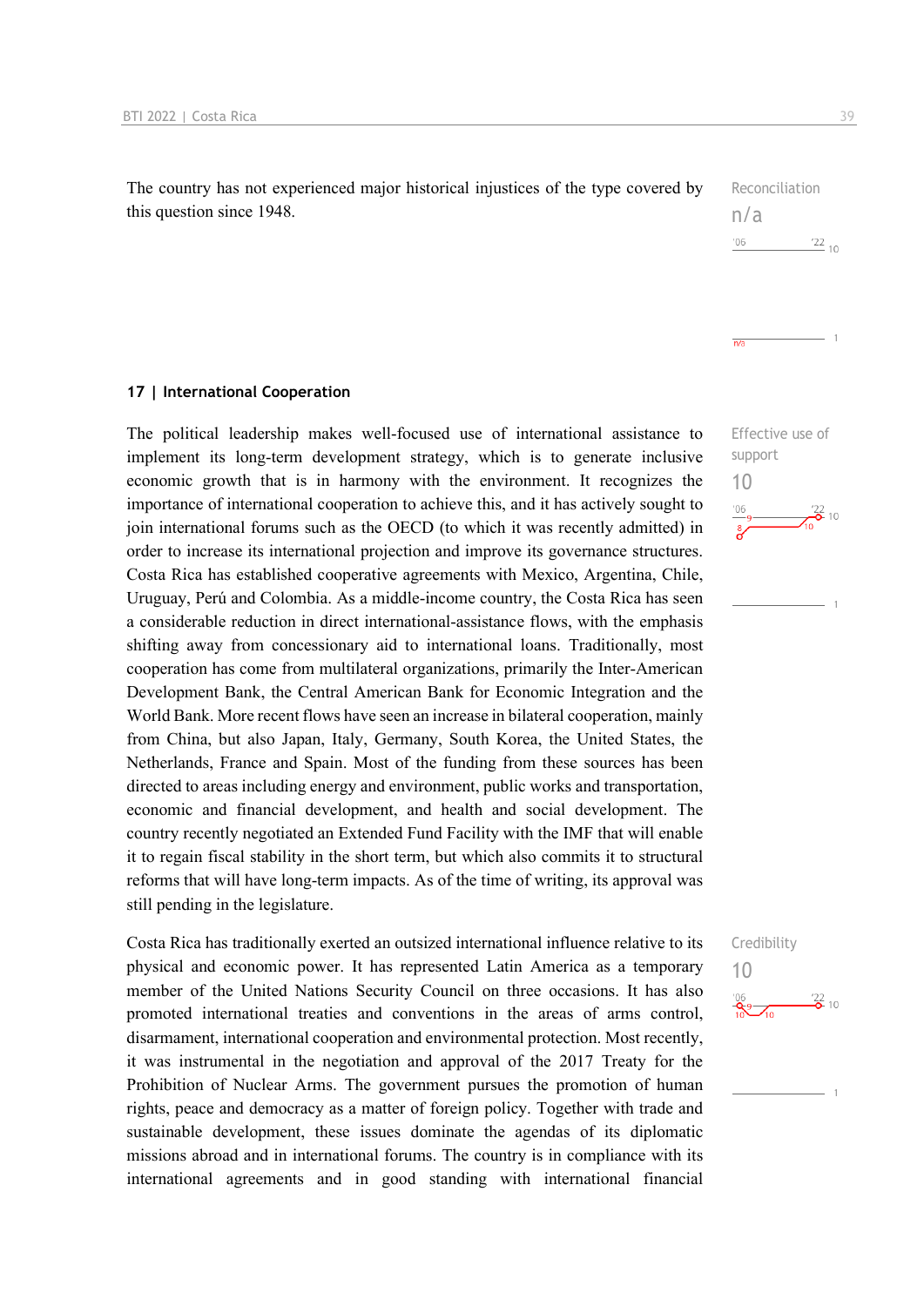The country has not experienced major historical injustices of the type covered by this question since 1948.

Reconciliation
n/a

## 17 | International Cooperation

Effective use of support
10

The political leadership makes well-focused use of international assistance to implement its long-term development strategy, which is to generate inclusive economic growth that is in harmony with the environment. It recognizes the importance of international cooperation to achieve this, and it has actively sought to join international forums such as the OECD (to which it was recently admitted) in order to increase its international projection and improve its governance structures. Costa Rica has established cooperative agreements with Mexico, Argentina, Chile, Uruguay, Perú and Colombia. As a middle-income country, the Costa Rica has seen a considerable reduction in direct international-assistance flows, with the emphasis shifting away from concessionary aid to international loans. Traditionally, most cooperation has come from multilateral organizations, primarily the Inter-American Development Bank, the Central American Bank for Economic Integration and the World Bank. More recent flows have seen an increase in bilateral cooperation, mainly from China, but also Japan, Italy, Germany, South Korea, the United States, the Netherlands, France and Spain. Most of the funding from these sources has been directed to areas including energy and environment, public works and transportation, economic and financial development, and health and social development. The country recently negotiated an Extended Fund Facility with the IMF that will enable it to regain fiscal stability in the short term, but which also commits it to structural reforms that will have long-term impacts. As of the time of writing, its approval was still pending in the legislature.

Credibility
10

Costa Rica has traditionally exerted an outsized international influence relative to its physical and economic power. It has represented Latin America as a temporary member of the United Nations Security Council on three occasions. It has also promoted international treaties and conventions in the areas of arms control, disarmament, international cooperation and environmental protection. Most recently, it was instrumental in the negotiation and approval of the 2017 Treaty for the Prohibition of Nuclear Arms. The government pursues the promotion of human rights, peace and democracy as a matter of foreign policy. Together with trade and sustainable development, these issues dominate the agendas of its diplomatic missions abroad and in international forums. The country is in compliance with its international agreements and in good standing with international financial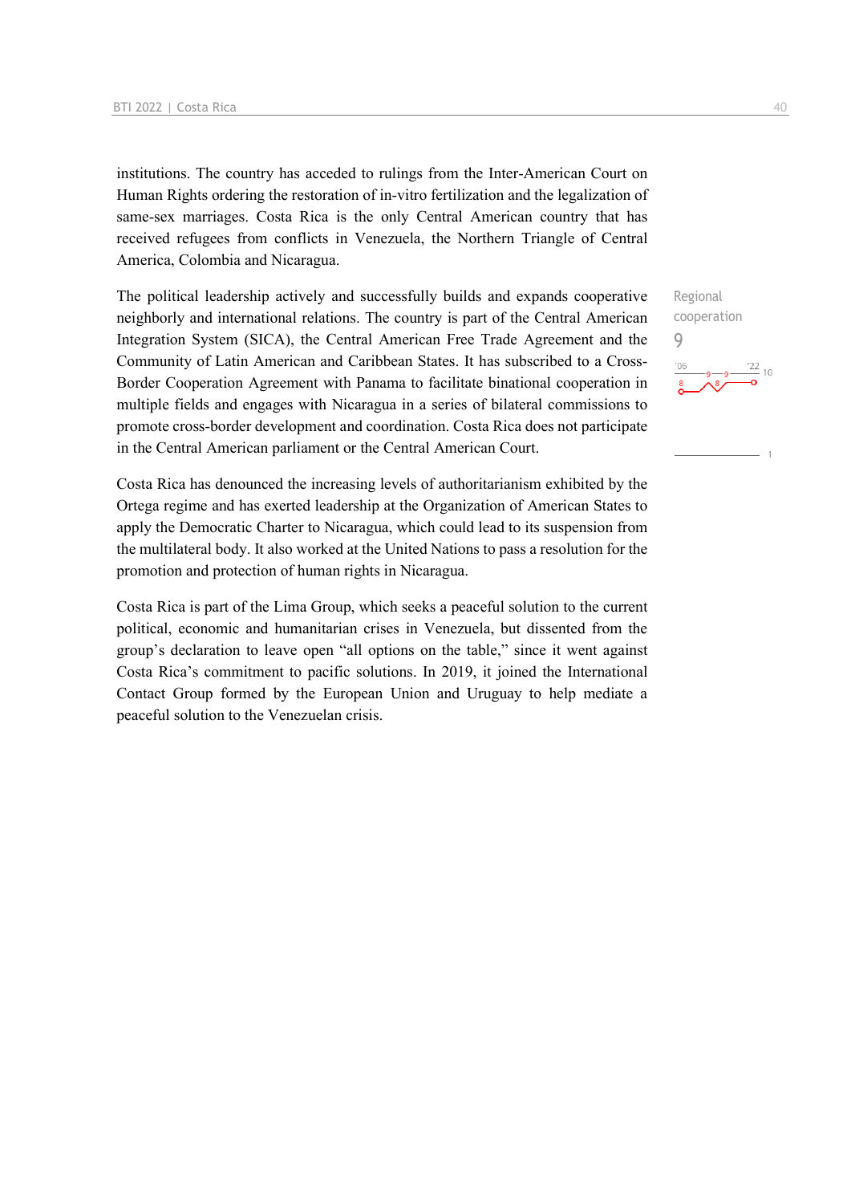institutions. The country has acceded to rulings from the Inter-American Court on Human Rights ordering the restoration of in-vitro fertilization and the legalization of same-sex marriages. Costa Rica is the only Central American country that has received refugees from conflicts in Venezuela, the Northern Triangle of Central America, Colombia and Nicaragua.

Regional cooperation
9

The political leadership actively and successfully builds and expands cooperative neighborly and international relations. The country is part of the Central American Integration System (SICA), the Central American Free Trade Agreement and the Community of Latin American and Caribbean States. It has subscribed to a Cross-Border Cooperation Agreement with Panama to facilitate binational cooperation in multiple fields and engages with Nicaragua in a series of bilateral commissions to promote cross-border development and coordination. Costa Rica does not participate in the Central American parliament or the Central American Court.

Costa Rica has denounced the increasing levels of authoritarianism exhibited by the Ortega regime and has exerted leadership at the Organization of American States to apply the Democratic Charter to Nicaragua, which could lead to its suspension from the multilateral body. It also worked at the United Nations to pass a resolution for the promotion and protection of human rights in Nicaragua.

Costa Rica is part of the Lima Group, which seeks a peaceful solution to the current political, economic and humanitarian crises in Venezuela, but dissented from the group's declaration to leave open "all options on the table," since it went against Costa Rica's commitment to pacific solutions. In 2019, it joined the International Contact Group formed by the European Union and Uruguay to help mediate a peaceful solution to the Venezuelan crisis.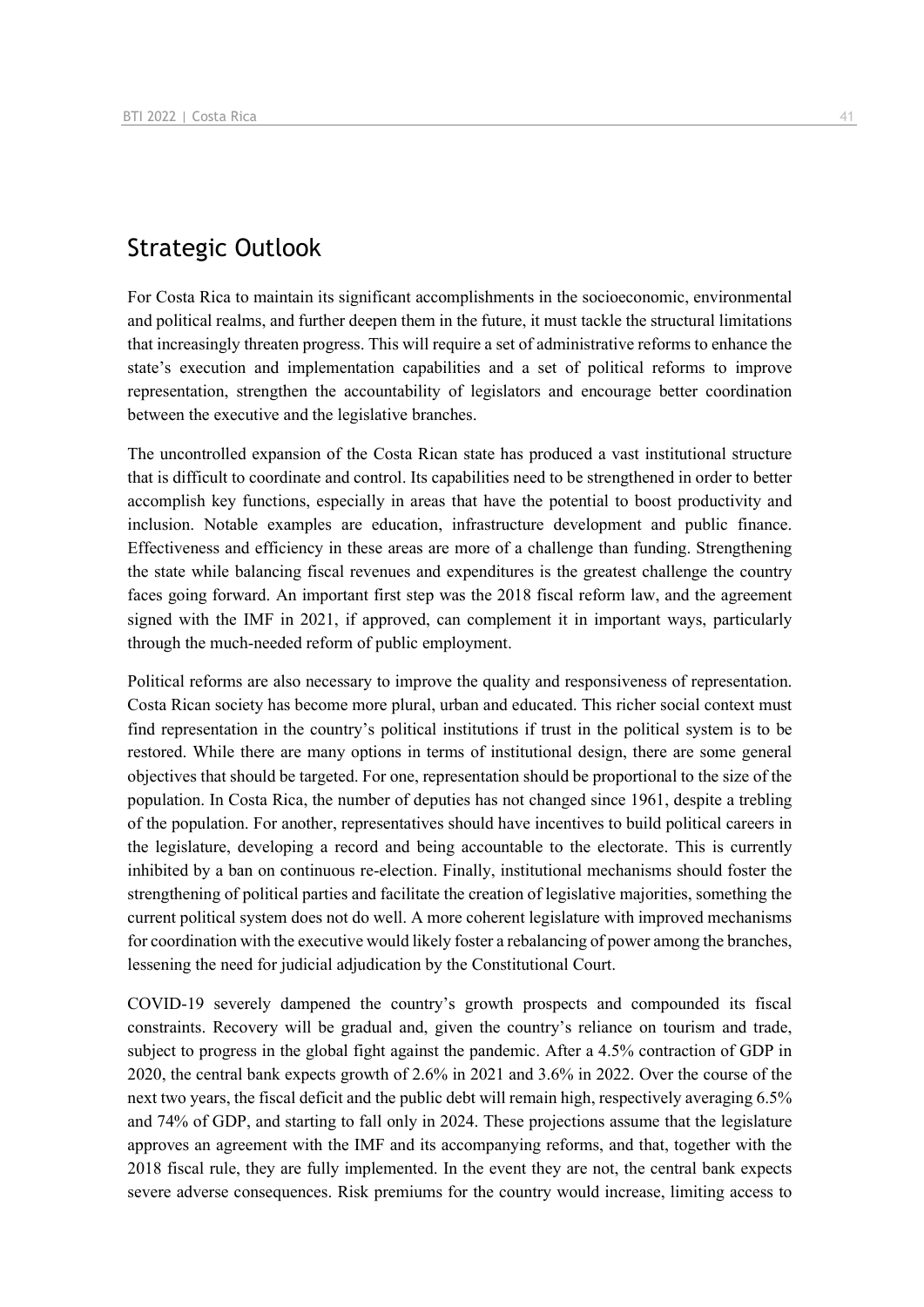## Strategic Outlook

For Costa Rica to maintain its significant accomplishments in the socioeconomic, environmental and political realms, and further deepen them in the future, it must tackle the structural limitations that increasingly threaten progress. This will require a set of administrative reforms to enhance the state's execution and implementation capabilities and a set of political reforms to improve representation, strengthen the accountability of legislators and encourage better coordination between the executive and the legislative branches.

The uncontrolled expansion of the Costa Rican state has produced a vast institutional structure that is difficult to coordinate and control. Its capabilities need to be strengthened in order to better accomplish key functions, especially in areas that have the potential to boost productivity and inclusion. Notable examples are education, infrastructure development and public finance. Effectiveness and efficiency in these areas are more of a challenge than funding. Strengthening the state while balancing fiscal revenues and expenditures is the greatest challenge the country faces going forward. An important first step was the 2018 fiscal reform law, and the agreement signed with the IMF in 2021, if approved, can complement it in important ways, particularly through the much-needed reform of public employment.

Political reforms are also necessary to improve the quality and responsiveness of representation. Costa Rican society has become more plural, urban and educated. This richer social context must find representation in the country's political institutions if trust in the political system is to be restored. While there are many options in terms of institutional design, there are some general objectives that should be targeted. For one, representation should be proportional to the size of the population. In Costa Rica, the number of deputies has not changed since 1961, despite a trebling of the population. For another, representatives should have incentives to build political careers in the legislature, developing a record and being accountable to the electorate. This is currently inhibited by a ban on continuous re-election. Finally, institutional mechanisms should foster the strengthening of political parties and facilitate the creation of legislative majorities, something the current political system does not do well. A more coherent legislature with improved mechanisms for coordination with the executive would likely foster a rebalancing of power among the branches, lessening the need for judicial adjudication by the Constitutional Court.

COVID-19 severely dampened the country's growth prospects and compounded its fiscal constraints. Recovery will be gradual and, given the country's reliance on tourism and trade, subject to progress in the global fight against the pandemic. After a 4.5% contraction of GDP in 2020, the central bank expects growth of 2.6% in 2021 and 3.6% in 2022. Over the course of the next two years, the fiscal deficit and the public debt will remain high, respectively averaging 6.5% and 74% of GDP, and starting to fall only in 2024. These projections assume that the legislature approves an agreement with the IMF and its accompanying reforms, and that, together with the 2018 fiscal rule, they are fully implemented. In the event they are not, the central bank expects severe adverse consequences. Risk premiums for the country would increase, limiting access to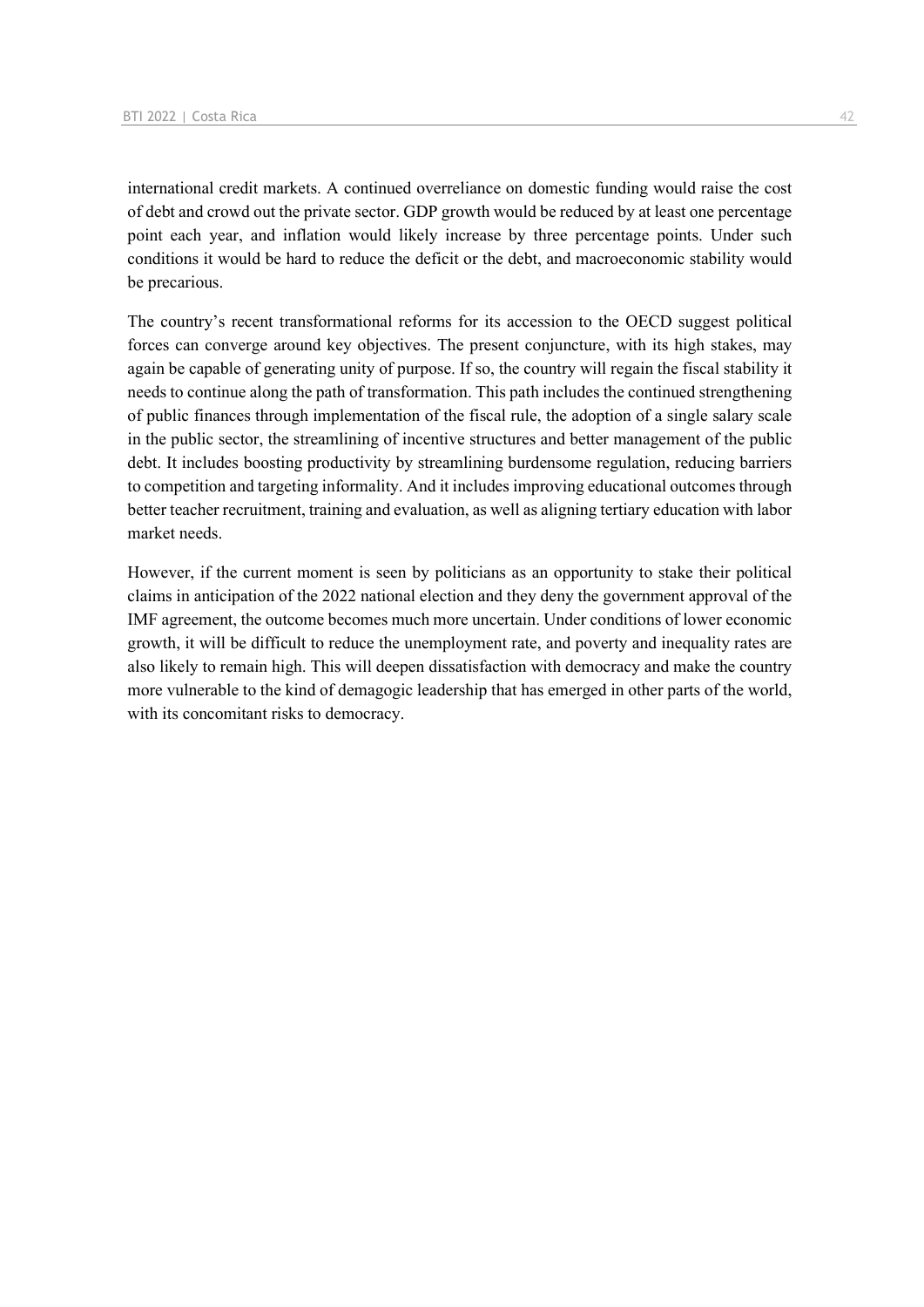international credit markets. A continued overreliance on domestic funding would raise the cost of debt and crowd out the private sector. GDP growth would be reduced by at least one percentage point each year, and inflation would likely increase by three percentage points. Under such conditions it would be hard to reduce the deficit or the debt, and macroeconomic stability would be precarious.

The country's recent transformational reforms for its accession to the OECD suggest political forces can converge around key objectives. The present conjuncture, with its high stakes, may again be capable of generating unity of purpose. If so, the country will regain the fiscal stability it needs to continue along the path of transformation. This path includes the continued strengthening of public finances through implementation of the fiscal rule, the adoption of a single salary scale in the public sector, the streamlining of incentive structures and better management of the public debt. It includes boosting productivity by streamlining burdensome regulation, reducing barriers to competition and targeting informality. And it includes improving educational outcomes through better teacher recruitment, training and evaluation, as well as aligning tertiary education with labor market needs.

However, if the current moment is seen by politicians as an opportunity to stake their political claims in anticipation of the 2022 national election and they deny the government approval of the IMF agreement, the outcome becomes much more uncertain. Under conditions of lower economic growth, it will be difficult to reduce the unemployment rate, and poverty and inequality rates are also likely to remain high. This will deepen dissatisfaction with democracy and make the country more vulnerable to the kind of demagogic leadership that has emerged in other parts of the world, with its concomitant risks to democracy.